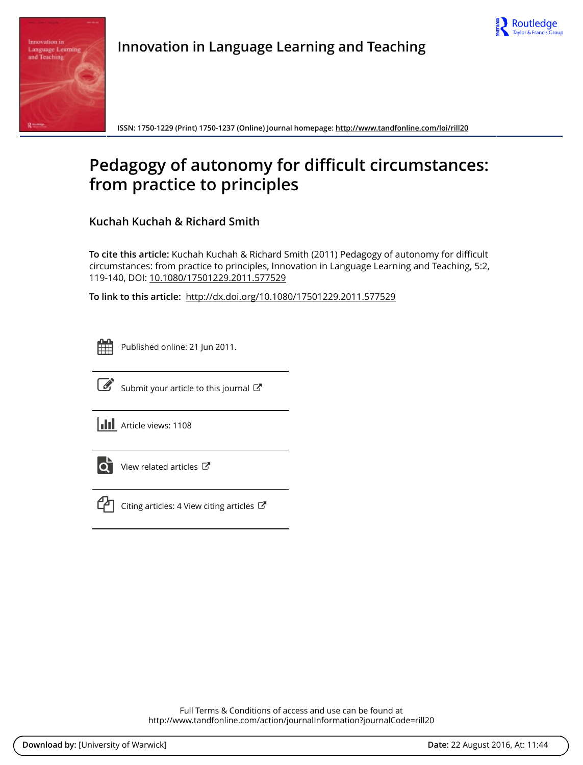Innovation in Language Learning and Teaching

ISSN: 1750-1229 (Print) 1750-1237 (Online) Journal homepage: http://www.tandfonline.com/loi/rill20

# Pedagogy of autonomy for difficult circumstances: from practice to principles

Kuchah Kuchah & Richard Smith

**To cite this article:** Kuchah Kuchah & Richard Smith (2011) Pedagogy of autonomy for difficult circumstances: from practice to principles, Innovation in Language Learning and Teaching, 5:2, 119-140, DOI: 10.1080/17501229.2011.577529

**To link to this article:** http://dx.doi.org/10.1080/17501229.2011.577529

Published online: 21 Jun 2011.

Submit your article to this journal

Article views: 1108

View related articles

Citing articles: 4 View citing articles

Full Terms & Conditions of access and use can be found at
http://www.tandfonline.com/action/journalInformation?journalCode=rill20

**Download by:** [University of Warwick] **Date:** 22 August 2016, At: 11:44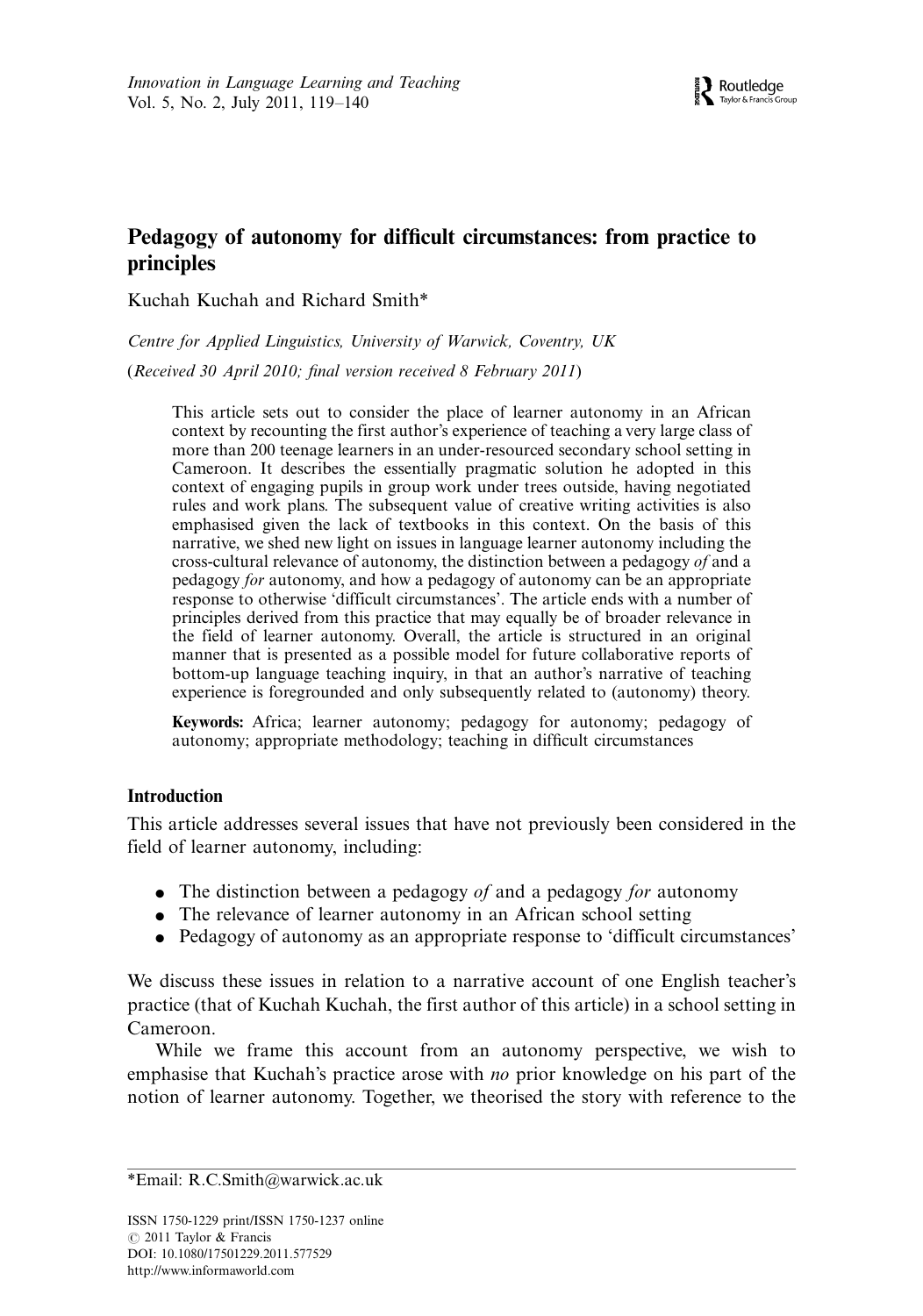# Pedagogy of autonomy for difficult circumstances: from practice to principles

Kuchah Kuchah and Richard Smith*

*Centre for Applied Linguistics, University of Warwick, Coventry, UK*

(*Received 30 April 2010; final version received 8 February 2011*)

> This article sets out to consider the place of learner autonomy in an African context by recounting the first author's experience of teaching a very large class of more than 200 teenage learners in an under-resourced secondary school setting in Cameroon. It describes the essentially pragmatic solution he adopted in this context of engaging pupils in group work under trees outside, having negotiated rules and work plans. The subsequent value of creative writing activities is also emphasised given the lack of textbooks in this context. On the basis of this narrative, we shed new light on issues in language learner autonomy including the cross-cultural relevance of autonomy, the distinction between a pedagogy *of* and a pedagogy *for* autonomy, and how a pedagogy of autonomy can be an appropriate response to otherwise 'difficult circumstances'. The article ends with a number of principles derived from this practice that may equally be of broader relevance in the field of learner autonomy. Overall, the article is structured in an original manner that is presented as a possible model for future collaborative reports of bottom-up language teaching inquiry, in that an author's narrative of teaching experience is foregrounded and only subsequently related to (autonomy) theory.
>
> **Keywords:** Africa; learner autonomy; pedagogy for autonomy; pedagogy of autonomy; appropriate methodology; teaching in difficult circumstances

## Introduction

This article addresses several issues that have not previously been considered in the field of learner autonomy, including:

- The distinction between a pedagogy *of* and a pedagogy *for* autonomy
- The relevance of learner autonomy in an African school setting
- Pedagogy of autonomy as an appropriate response to 'difficult circumstances'

We discuss these issues in relation to a narrative account of one English teacher's practice (that of Kuchah Kuchah, the first author of this article) in a school setting in Cameroon.

While we frame this account from an autonomy perspective, we wish to emphasise that Kuchah's practice arose with *no* prior knowledge on his part of the notion of learner autonomy. Together, we theorised the story with reference to the

*Email: R.C.Smith@warwick.ac.uk

ISSN 1750-1229 print/ISSN 1750-1237 online
© 2011 Taylor & Francis
DOI: 10.1080/17501229.2011.577529
http://www.informaworld.com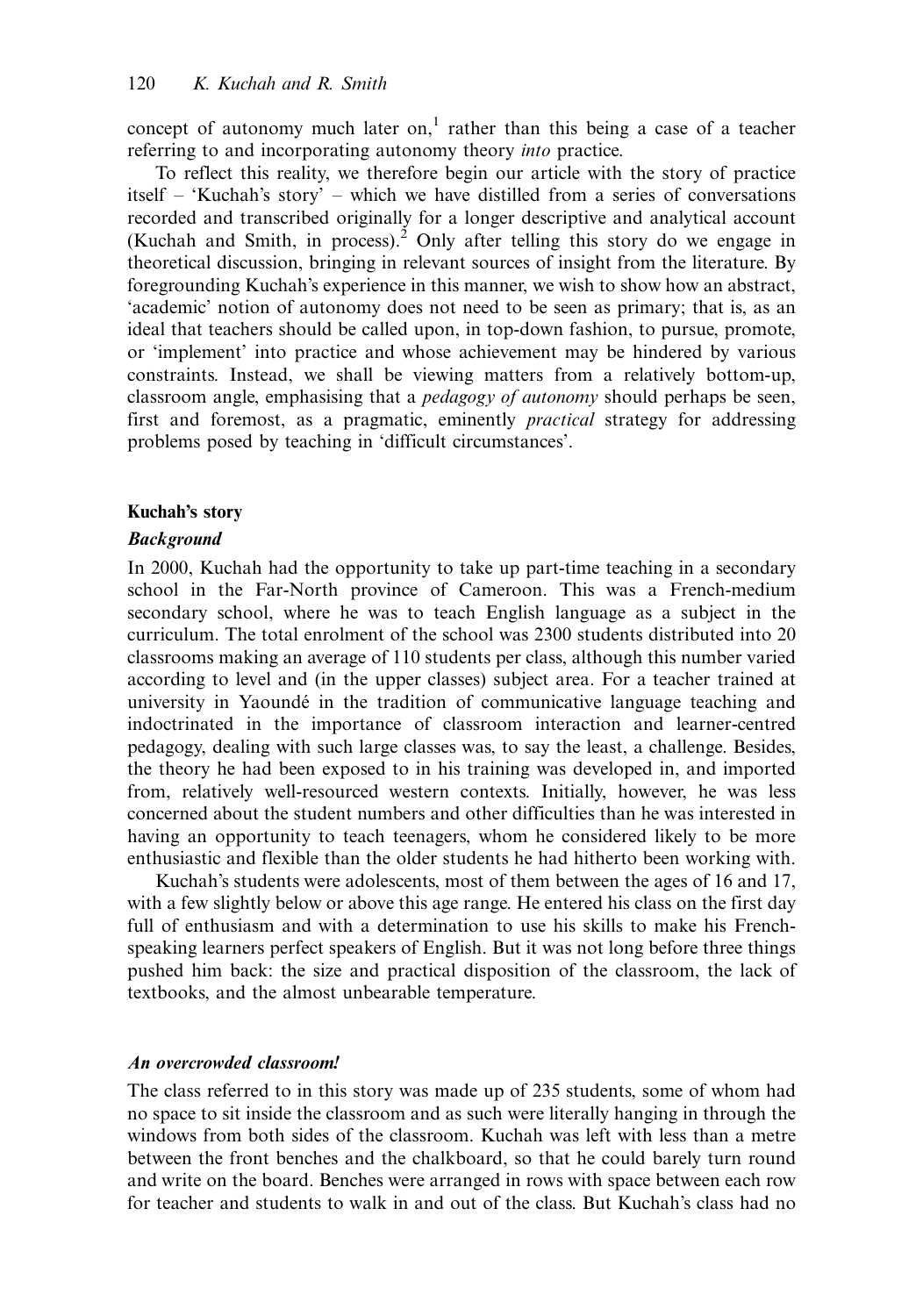concept of autonomy much later on,[1] rather than this being a case of a teacher referring to and incorporating autonomy theory *into* practice.

To reflect this reality, we therefore begin our article with the story of practice itself – 'Kuchah's story' – which we have distilled from a series of conversations recorded and transcribed originally for a longer descriptive and analytical account (Kuchah and Smith, in process).[2] Only after telling this story do we engage in theoretical discussion, bringing in relevant sources of insight from the literature. By foregrounding Kuchah's experience in this manner, we wish to show how an abstract, 'academic' notion of autonomy does not need to be seen as primary; that is, as an ideal that teachers should be called upon, in top-down fashion, to pursue, promote, or 'implement' into practice and whose achievement may be hindered by various constraints. Instead, we shall be viewing matters from a relatively bottom-up, classroom angle, emphasising that a *pedagogy of autonomy* should perhaps be seen, first and foremost, as a pragmatic, eminently *practical* strategy for addressing problems posed by teaching in 'difficult circumstances'.

## Kuchah's story

### *Background*

In 2000, Kuchah had the opportunity to take up part-time teaching in a secondary school in the Far-North province of Cameroon. This was a French-medium secondary school, where he was to teach English language as a subject in the curriculum. The total enrolment of the school was 2300 students distributed into 20 classrooms making an average of 110 students per class, although this number varied according to level and (in the upper classes) subject area. For a teacher trained at university in Yaoundé in the tradition of communicative language teaching and indoctrinated in the importance of classroom interaction and learner-centred pedagogy, dealing with such large classes was, to say the least, a challenge. Besides, the theory he had been exposed to in his training was developed in, and imported from, relatively well-resourced western contexts. Initially, however, he was less concerned about the student numbers and other difficulties than he was interested in having an opportunity to teach teenagers, whom he considered likely to be more enthusiastic and flexible than the older students he had hitherto been working with.

Kuchah's students were adolescents, most of them between the ages of 16 and 17, with a few slightly below or above this age range. He entered his class on the first day full of enthusiasm and with a determination to use his skills to make his French-speaking learners perfect speakers of English. But it was not long before three things pushed him back: the size and practical disposition of the classroom, the lack of textbooks, and the almost unbearable temperature.

### *An overcrowded classroom!*

The class referred to in this story was made up of 235 students, some of whom had no space to sit inside the classroom and as such were literally hanging in through the windows from both sides of the classroom. Kuchah was left with less than a metre between the front benches and the chalkboard, so that he could barely turn round and write on the board. Benches were arranged in rows with space between each row for teacher and students to walk in and out of the class. But Kuchah's class had no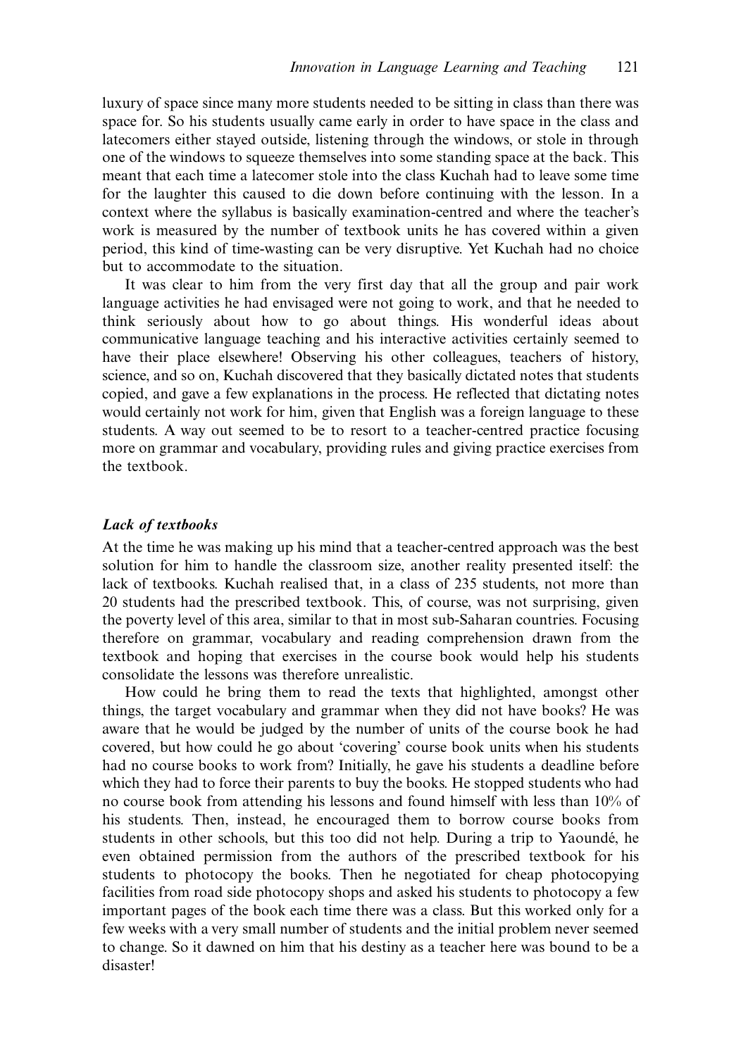luxury of space since many more students needed to be sitting in class than there was space for. So his students usually came early in order to have space in the class and latecomers either stayed outside, listening through the windows, or stole in through one of the windows to squeeze themselves into some standing space at the back. This meant that each time a latecomer stole into the class Kuchah had to leave some time for the laughter this caused to die down before continuing with the lesson. In a context where the syllabus is basically examination-centred and where the teacher's work is measured by the number of textbook units he has covered within a given period, this kind of time-wasting can be very disruptive. Yet Kuchah had no choice but to accommodate to the situation.

It was clear to him from the very first day that all the group and pair work language activities he had envisaged were not going to work, and that he needed to think seriously about how to go about things. His wonderful ideas about communicative language teaching and his interactive activities certainly seemed to have their place elsewhere! Observing his other colleagues, teachers of history, science, and so on, Kuchah discovered that they basically dictated notes that students copied, and gave a few explanations in the process. He reflected that dictating notes would certainly not work for him, given that English was a foreign language to these students. A way out seemed to be to resort to a teacher-centred practice focusing more on grammar and vocabulary, providing rules and giving practice exercises from the textbook.

### *Lack of textbooks*

At the time he was making up his mind that a teacher-centred approach was the best solution for him to handle the classroom size, another reality presented itself: the lack of textbooks. Kuchah realised that, in a class of 235 students, not more than 20 students had the prescribed textbook. This, of course, was not surprising, given the poverty level of this area, similar to that in most sub-Saharan countries. Focusing therefore on grammar, vocabulary and reading comprehension drawn from the textbook and hoping that exercises in the course book would help his students consolidate the lessons was therefore unrealistic.

How could he bring them to read the texts that highlighted, amongst other things, the target vocabulary and grammar when they did not have books? He was aware that he would be judged by the number of units of the course book he had covered, but how could he go about 'covering' course book units when his students had no course books to work from? Initially, he gave his students a deadline before which they had to force their parents to buy the books. He stopped students who had no course book from attending his lessons and found himself with less than 10% of his students. Then, instead, he encouraged them to borrow course books from students in other schools, but this too did not help. During a trip to Yaoundé, he even obtained permission from the authors of the prescribed textbook for his students to photocopy the books. Then he negotiated for cheap photocopying facilities from road side photocopy shops and asked his students to photocopy a few important pages of the book each time there was a class. But this worked only for a few weeks with a very small number of students and the initial problem never seemed to change. So it dawned on him that his destiny as a teacher here was bound to be a disaster!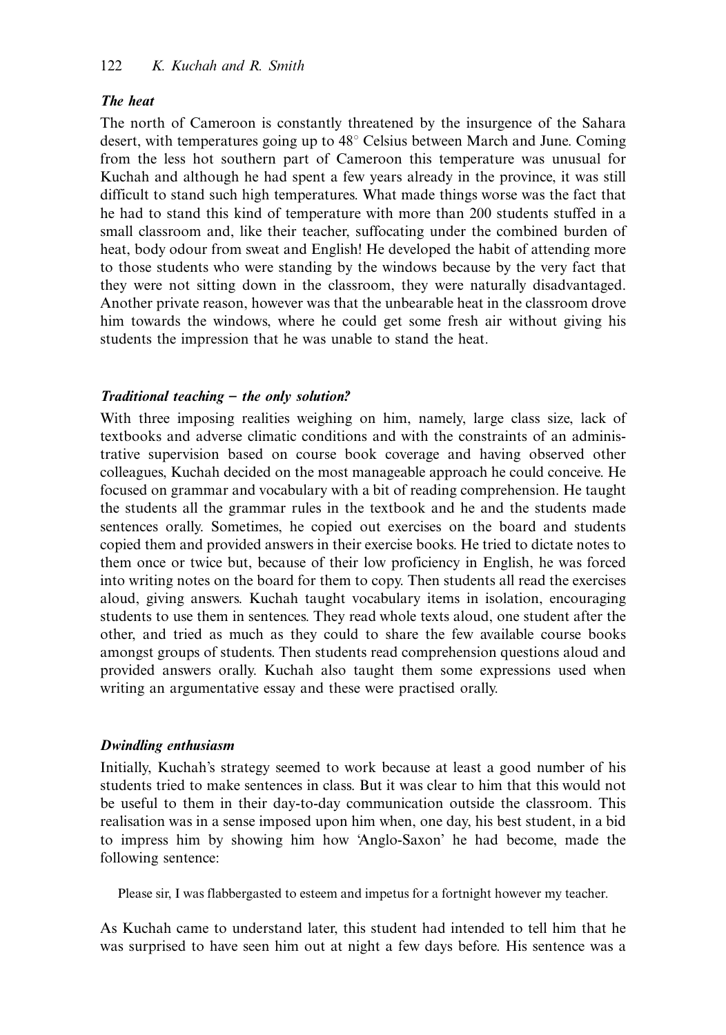### *The heat*

The north of Cameroon is constantly threatened by the insurgence of the Sahara desert, with temperatures going up to 48° Celsius between March and June. Coming from the less hot southern part of Cameroon this temperature was unusual for Kuchah and although he had spent a few years already in the province, it was still difficult to stand such high temperatures. What made things worse was the fact that he had to stand this kind of temperature with more than 200 students stuffed in a small classroom and, like their teacher, suffocating under the combined burden of heat, body odour from sweat and English! He developed the habit of attending more to those students who were standing by the windows because by the very fact that they were not sitting down in the classroom, they were naturally disadvantaged. Another private reason, however was that the unbearable heat in the classroom drove him towards the windows, where he could get some fresh air without giving his students the impression that he was unable to stand the heat.

### *Traditional teaching – the only solution?*

With three imposing realities weighing on him, namely, large class size, lack of textbooks and adverse climatic conditions and with the constraints of an administrative supervision based on course book coverage and having observed other colleagues, Kuchah decided on the most manageable approach he could conceive. He focused on grammar and vocabulary with a bit of reading comprehension. He taught the students all the grammar rules in the textbook and he and the students made sentences orally. Sometimes, he copied out exercises on the board and students copied them and provided answers in their exercise books. He tried to dictate notes to them once or twice but, because of their low proficiency in English, he was forced into writing notes on the board for them to copy. Then students all read the exercises aloud, giving answers. Kuchah taught vocabulary items in isolation, encouraging students to use them in sentences. They read whole texts aloud, one student after the other, and tried as much as they could to share the few available course books amongst groups of students. Then students read comprehension questions aloud and provided answers orally. Kuchah also taught them some expressions used when writing an argumentative essay and these were practised orally.

### *Dwindling enthusiasm*

Initially, Kuchah's strategy seemed to work because at least a good number of his students tried to make sentences in class. But it was clear to him that this would not be useful to them in their day-to-day communication outside the classroom. This realisation was in a sense imposed upon him when, one day, his best student, in a bid to impress him by showing him how 'Anglo-Saxon' he had become, made the following sentence:

> Please sir, I was flabbergasted to esteem and impetus for a fortnight however my teacher.

As Kuchah came to understand later, this student had intended to tell him that he was surprised to have seen him out at night a few days before. His sentence was a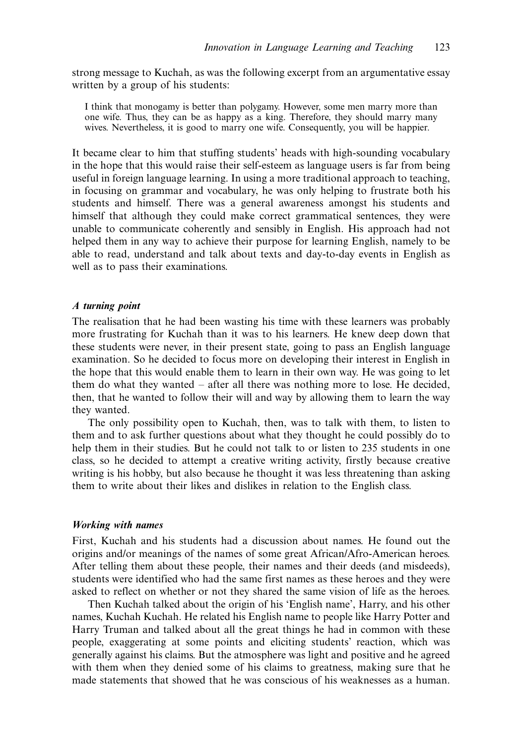strong message to Kuchah, as was the following excerpt from an argumentative essay written by a group of his students:

> I think that monogamy is better than polygamy. However, some men marry more than one wife. Thus, they can be as happy as a king. Therefore, they should marry many wives. Nevertheless, it is good to marry one wife. Consequently, you will be happier.

It became clear to him that stuffing students' heads with high-sounding vocabulary in the hope that this would raise their self-esteem as language users is far from being useful in foreign language learning. In using a more traditional approach to teaching, in focusing on grammar and vocabulary, he was only helping to frustrate both his students and himself. There was a general awareness amongst his students and himself that although they could make correct grammatical sentences, they were unable to communicate coherently and sensibly in English. His approach had not helped them in any way to achieve their purpose for learning English, namely to be able to read, understand and talk about texts and day-to-day events in English as well as to pass their examinations.

### *A turning point*

The realisation that he had been wasting his time with these learners was probably more frustrating for Kuchah than it was to his learners. He knew deep down that these students were never, in their present state, going to pass an English language examination. So he decided to focus more on developing their interest in English in the hope that this would enable them to learn in their own way. He was going to let them do what they wanted – after all there was nothing more to lose. He decided, then, that he wanted to follow their will and way by allowing them to learn the way they wanted.

The only possibility open to Kuchah, then, was to talk with them, to listen to them and to ask further questions about what they thought he could possibly do to help them in their studies. But he could not talk to or listen to 235 students in one class, so he decided to attempt a creative writing activity, firstly because creative writing is his hobby, but also because he thought it was less threatening than asking them to write about their likes and dislikes in relation to the English class.

### *Working with names*

First, Kuchah and his students had a discussion about names. He found out the origins and/or meanings of the names of some great African/Afro-American heroes. After telling them about these people, their names and their deeds (and misdeeds), students were identified who had the same first names as these heroes and they were asked to reflect on whether or not they shared the same vision of life as the heroes.

Then Kuchah talked about the origin of his 'English name', Harry, and his other names, Kuchah Kuchah. He related his English name to people like Harry Potter and Harry Truman and talked about all the great things he had in common with these people, exaggerating at some points and eliciting students' reaction, which was generally against his claims. But the atmosphere was light and positive and he agreed with them when they denied some of his claims to greatness, making sure that he made statements that showed that he was conscious of his weaknesses as a human.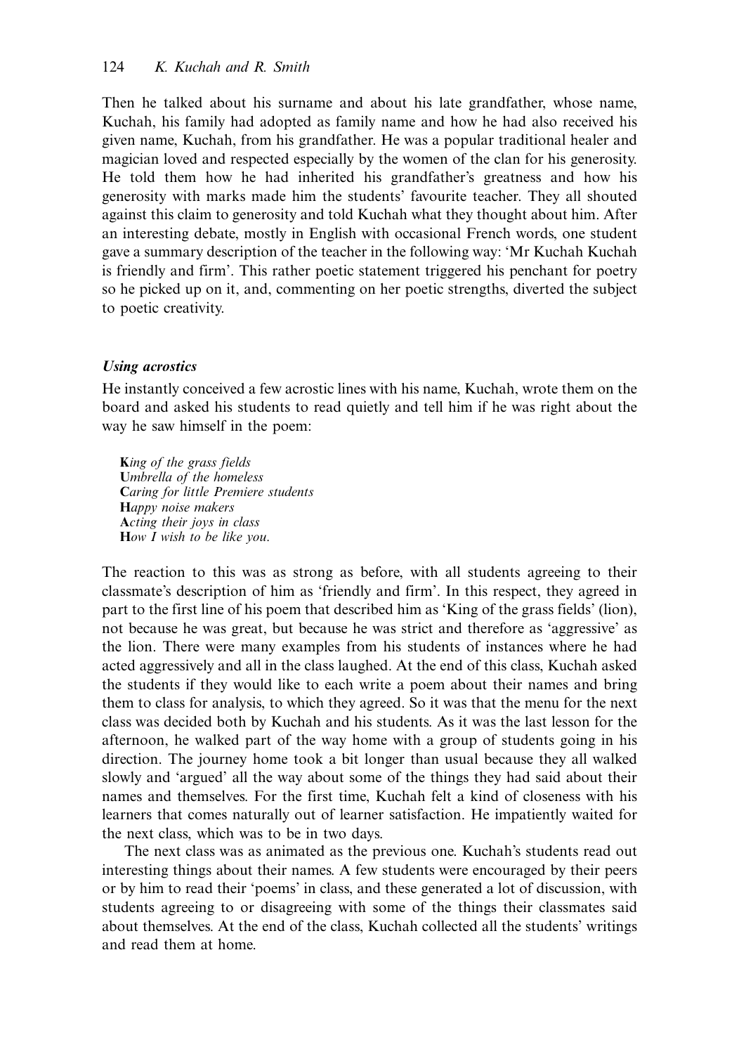Then he talked about his surname and about his late grandfather, whose name, Kuchah, his family had adopted as family name and how he had also received his given name, Kuchah, from his grandfather. He was a popular traditional healer and magician loved and respected especially by the women of the clan for his generosity. He told them how he had inherited his grandfather's greatness and how his generosity with marks made him the students' favourite teacher. They all shouted against this claim to generosity and told Kuchah what they thought about him. After an interesting debate, mostly in English with occasional French words, one student gave a summary description of the teacher in the following way: 'Mr Kuchah Kuchah is friendly and firm'. This rather poetic statement triggered his penchant for poetry so he picked up on it, and, commenting on her poetic strengths, diverted the subject to poetic creativity.

### *Using acrostics*

He instantly conceived a few acrostic lines with his name, Kuchah, wrote them on the board and asked his students to read quietly and tell him if he was right about the way he saw himself in the poem:

> **K***ing of the grass fields*
> **U***mbrella of the homeless*
> **C***aring for little Premiere students*
> **H***appy noise makers*
> **A***cting their joys in class*
> **H***ow I wish to be like you.*

The reaction to this was as strong as before, with all students agreeing to their classmate's description of him as 'friendly and firm'. In this respect, they agreed in part to the first line of his poem that described him as 'King of the grass fields' (lion), not because he was great, but because he was strict and therefore as 'aggressive' as the lion. There were many examples from his students of instances where he had acted aggressively and all in the class laughed. At the end of this class, Kuchah asked the students if they would like to each write a poem about their names and bring them to class for analysis, to which they agreed. So it was that the menu for the next class was decided both by Kuchah and his students. As it was the last lesson for the afternoon, he walked part of the way home with a group of students going in his direction. The journey home took a bit longer than usual because they all walked slowly and 'argued' all the way about some of the things they had said about their names and themselves. For the first time, Kuchah felt a kind of closeness with his learners that comes naturally out of learner satisfaction. He impatiently waited for the next class, which was to be in two days.

The next class was as animated as the previous one. Kuchah's students read out interesting things about their names. A few students were encouraged by their peers or by him to read their 'poems' in class, and these generated a lot of discussion, with students agreeing to or disagreeing with some of the things their classmates said about themselves. At the end of the class, Kuchah collected all the students' writings and read them at home.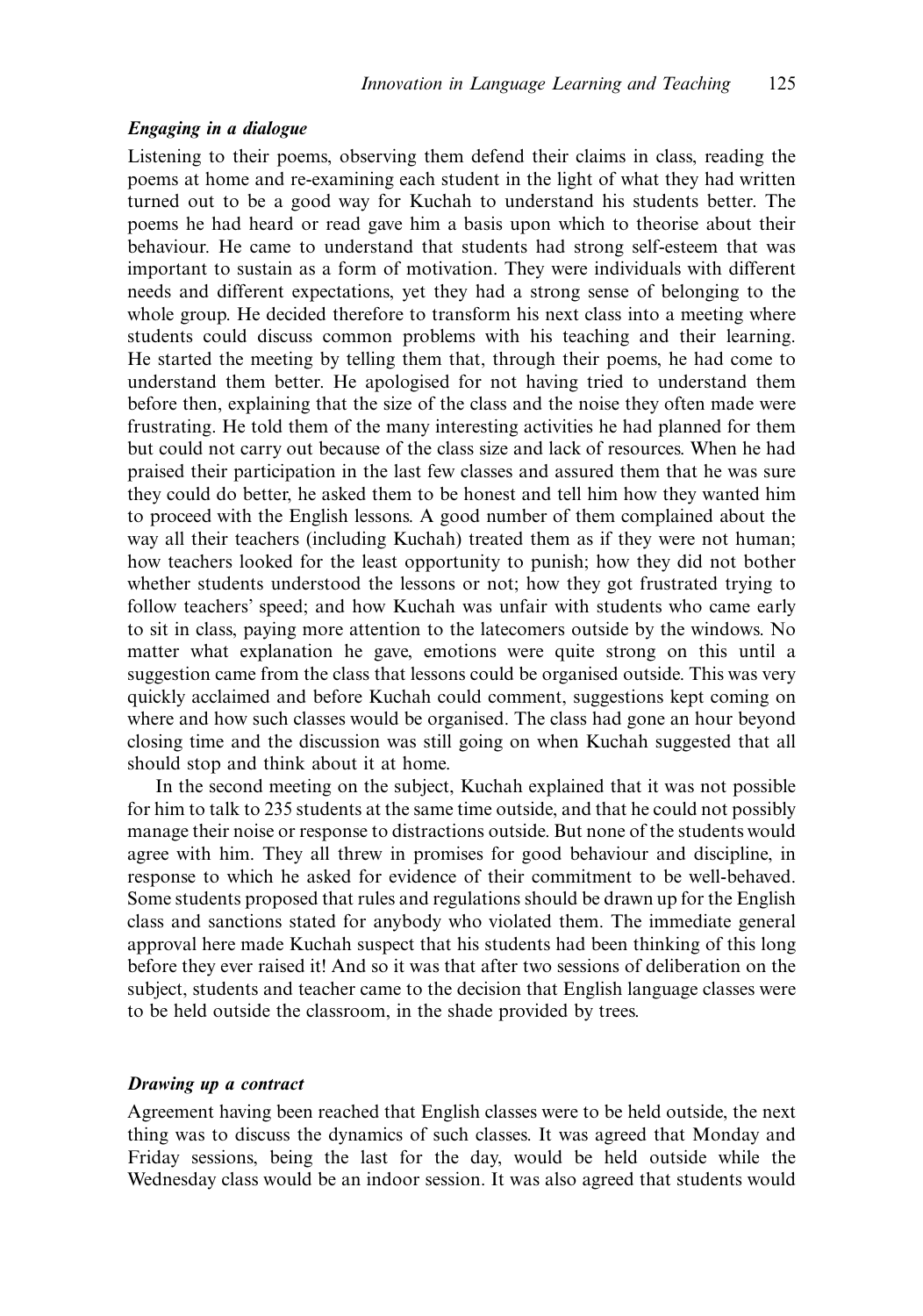### *Engaging in a dialogue*

Listening to their poems, observing them defend their claims in class, reading the poems at home and re-examining each student in the light of what they had written turned out to be a good way for Kuchah to understand his students better. The poems he had heard or read gave him a basis upon which to theorise about their behaviour. He came to understand that students had strong self-esteem that was important to sustain as a form of motivation. They were individuals with different needs and different expectations, yet they had a strong sense of belonging to the whole group. He decided therefore to transform his next class into a meeting where students could discuss common problems with his teaching and their learning. He started the meeting by telling them that, through their poems, he had come to understand them better. He apologised for not having tried to understand them before then, explaining that the size of the class and the noise they often made were frustrating. He told them of the many interesting activities he had planned for them but could not carry out because of the class size and lack of resources. When he had praised their participation in the last few classes and assured them that he was sure they could do better, he asked them to be honest and tell him how they wanted him to proceed with the English lessons. A good number of them complained about the way all their teachers (including Kuchah) treated them as if they were not human; how teachers looked for the least opportunity to punish; how they did not bother whether students understood the lessons or not; how they got frustrated trying to follow teachers' speed; and how Kuchah was unfair with students who came early to sit in class, paying more attention to the latecomers outside by the windows. No matter what explanation he gave, emotions were quite strong on this until a suggestion came from the class that lessons could be organised outside. This was very quickly acclaimed and before Kuchah could comment, suggestions kept coming on where and how such classes would be organised. The class had gone an hour beyond closing time and the discussion was still going on when Kuchah suggested that all should stop and think about it at home.

In the second meeting on the subject, Kuchah explained that it was not possible for him to talk to 235 students at the same time outside, and that he could not possibly manage their noise or response to distractions outside. But none of the students would agree with him. They all threw in promises for good behaviour and discipline, in response to which he asked for evidence of their commitment to be well-behaved. Some students proposed that rules and regulations should be drawn up for the English class and sanctions stated for anybody who violated them. The immediate general approval here made Kuchah suspect that his students had been thinking of this long before they ever raised it! And so it was that after two sessions of deliberation on the subject, students and teacher came to the decision that English language classes were to be held outside the classroom, in the shade provided by trees.

### *Drawing up a contract*

Agreement having been reached that English classes were to be held outside, the next thing was to discuss the dynamics of such classes. It was agreed that Monday and Friday sessions, being the last for the day, would be held outside while the Wednesday class would be an indoor session. It was also agreed that students would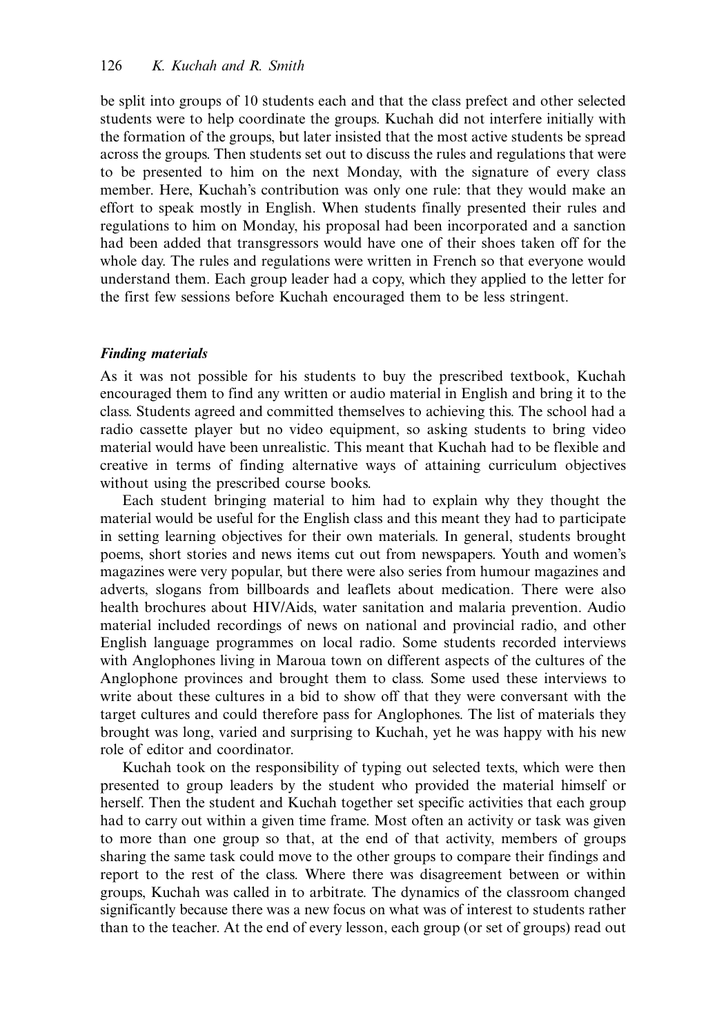be split into groups of 10 students each and that the class prefect and other selected students were to help coordinate the groups. Kuchah did not interfere initially with the formation of the groups, but later insisted that the most active students be spread across the groups. Then students set out to discuss the rules and regulations that were to be presented to him on the next Monday, with the signature of every class member. Here, Kuchah's contribution was only one rule: that they would make an effort to speak mostly in English. When students finally presented their rules and regulations to him on Monday, his proposal had been incorporated and a sanction had been added that transgressors would have one of their shoes taken off for the whole day. The rules and regulations were written in French so that everyone would understand them. Each group leader had a copy, which they applied to the letter for the first few sessions before Kuchah encouraged them to be less stringent.

***Finding materials***

As it was not possible for his students to buy the prescribed textbook, Kuchah encouraged them to find any written or audio material in English and bring it to the class. Students agreed and committed themselves to achieving this. The school had a radio cassette player but no video equipment, so asking students to bring video material would have been unrealistic. This meant that Kuchah had to be flexible and creative in terms of finding alternative ways of attaining curriculum objectives without using the prescribed course books.

Each student bringing material to him had to explain why they thought the material would be useful for the English class and this meant they had to participate in setting learning objectives for their own materials. In general, students brought poems, short stories and news items cut out from newspapers. Youth and women's magazines were very popular, but there were also series from humour magazines and adverts, slogans from billboards and leaflets about medication. There were also health brochures about HIV/Aids, water sanitation and malaria prevention. Audio material included recordings of news on national and provincial radio, and other English language programmes on local radio. Some students recorded interviews with Anglophones living in Maroua town on different aspects of the cultures of the Anglophone provinces and brought them to class. Some used these interviews to write about these cultures in a bid to show off that they were conversant with the target cultures and could therefore pass for Anglophones. The list of materials they brought was long, varied and surprising to Kuchah, yet he was happy with his new role of editor and coordinator.

Kuchah took on the responsibility of typing out selected texts, which were then presented to group leaders by the student who provided the material himself or herself. Then the student and Kuchah together set specific activities that each group had to carry out within a given time frame. Most often an activity or task was given to more than one group so that, at the end of that activity, members of groups sharing the same task could move to the other groups to compare their findings and report to the rest of the class. Where there was disagreement between or within groups, Kuchah was called in to arbitrate. The dynamics of the classroom changed significantly because there was a new focus on what was of interest to students rather than to the teacher. At the end of every lesson, each group (or set of groups) read out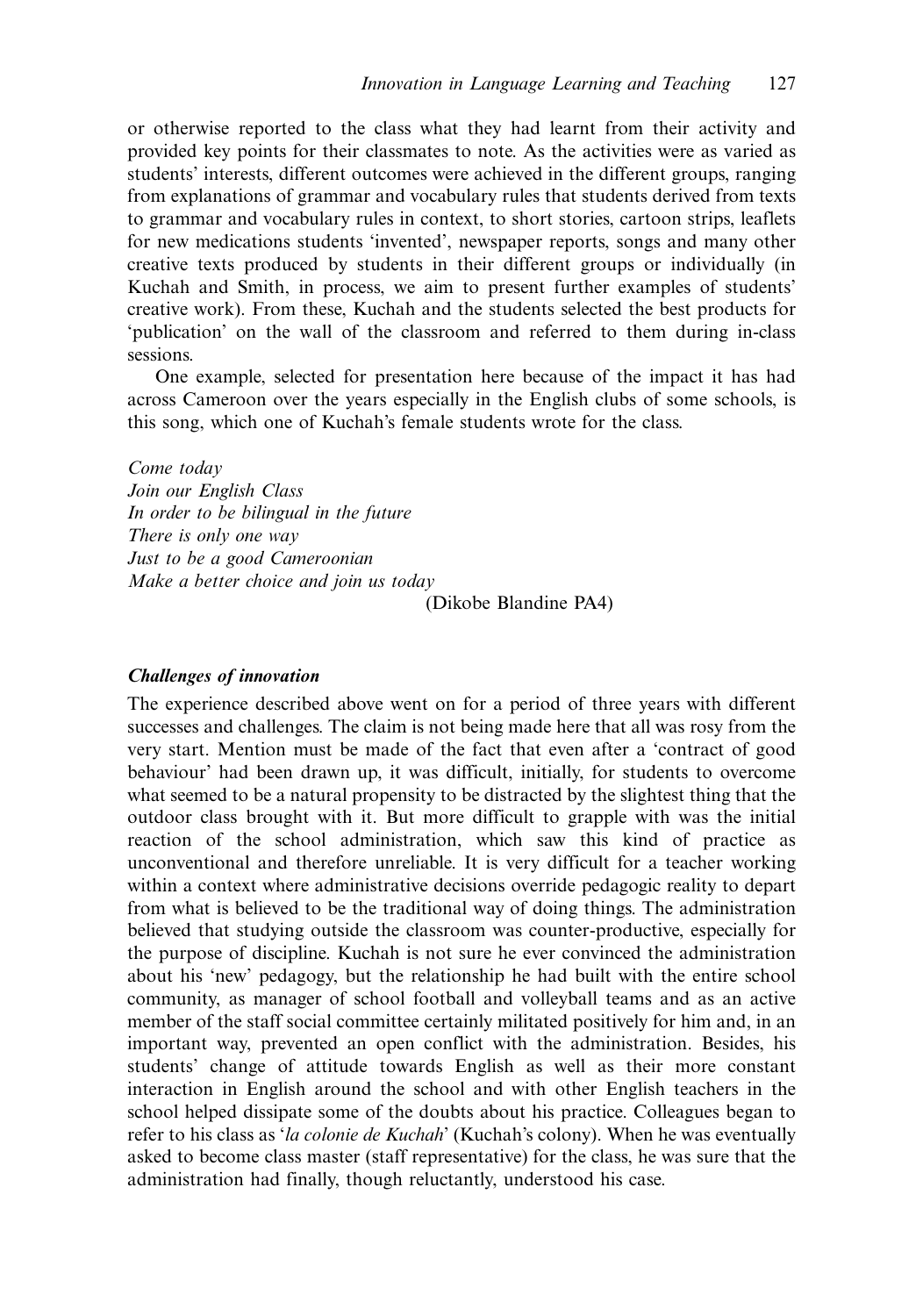or otherwise reported to the class what they had learnt from their activity and provided key points for their classmates to note. As the activities were as varied as students' interests, different outcomes were achieved in the different groups, ranging from explanations of grammar and vocabulary rules that students derived from texts to grammar and vocabulary rules in context, to short stories, cartoon strips, leaflets for new medications students 'invented', newspaper reports, songs and many other creative texts produced by students in their different groups or individually (in Kuchah and Smith, in process, we aim to present further examples of students' creative work). From these, Kuchah and the students selected the best products for 'publication' on the wall of the classroom and referred to them during in-class sessions.

One example, selected for presentation here because of the impact it has had across Cameroon over the years especially in the English clubs of some schools, is this song, which one of Kuchah's female students wrote for the class.

*Come today*
*Join our English Class*
*In order to be bilingual in the future*
*There is only one way*
*Just to be a good Cameroonian*
*Make a better choice and join us today*

(Dikobe Blandine PA4)

### *Challenges of innovation*

The experience described above went on for a period of three years with different successes and challenges. The claim is not being made here that all was rosy from the very start. Mention must be made of the fact that even after a 'contract of good behaviour' had been drawn up, it was difficult, initially, for students to overcome what seemed to be a natural propensity to be distracted by the slightest thing that the outdoor class brought with it. But more difficult to grapple with was the initial reaction of the school administration, which saw this kind of practice as unconventional and therefore unreliable. It is very difficult for a teacher working within a context where administrative decisions override pedagogic reality to depart from what is believed to be the traditional way of doing things. The administration believed that studying outside the classroom was counter-productive, especially for the purpose of discipline. Kuchah is not sure he ever convinced the administration about his 'new' pedagogy, but the relationship he had built with the entire school community, as manager of school football and volleyball teams and as an active member of the staff social committee certainly militated positively for him and, in an important way, prevented an open conflict with the administration. Besides, his students' change of attitude towards English as well as their more constant interaction in English around the school and with other English teachers in the school helped dissipate some of the doubts about his practice. Colleagues began to refer to his class as '*la colonie de Kuchah*' (Kuchah's colony). When he was eventually asked to become class master (staff representative) for the class, he was sure that the administration had finally, though reluctantly, understood his case.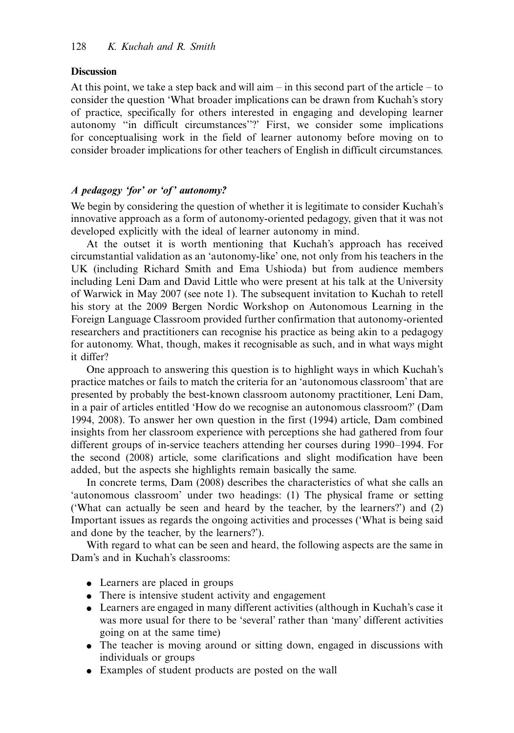## Discussion

At this point, we take a step back and will aim – in this second part of the article – to consider the question 'What broader implications can be drawn from Kuchah's story of practice, specifically for others interested in engaging and developing learner autonomy "in difficult circumstances"?' First, we consider some implications for conceptualising work in the field of learner autonomy before moving on to consider broader implications for other teachers of English in difficult circumstances.

### *A pedagogy 'for' or 'of' autonomy?*

We begin by considering the question of whether it is legitimate to consider Kuchah's innovative approach as a form of autonomy-oriented pedagogy, given that it was not developed explicitly with the ideal of learner autonomy in mind.

At the outset it is worth mentioning that Kuchah's approach has received circumstantial validation as an 'autonomy-like' one, not only from his teachers in the UK (including Richard Smith and Ema Ushioda) but from audience members including Leni Dam and David Little who were present at his talk at the University of Warwick in May 2007 (see note 1). The subsequent invitation to Kuchah to retell his story at the 2009 Bergen Nordic Workshop on Autonomous Learning in the Foreign Language Classroom provided further confirmation that autonomy-oriented researchers and practitioners can recognise his practice as being akin to a pedagogy for autonomy. What, though, makes it recognisable as such, and in what ways might it differ?

One approach to answering this question is to highlight ways in which Kuchah's practice matches or fails to match the criteria for an 'autonomous classroom' that are presented by probably the best-known classroom autonomy practitioner, Leni Dam, in a pair of articles entitled 'How do we recognise an autonomous classroom?' (Dam 1994, 2008). To answer her own question in the first (1994) article, Dam combined insights from her classroom experience with perceptions she had gathered from four different groups of in-service teachers attending her courses during 1990–1994. For the second (2008) article, some clarifications and slight modification have been added, but the aspects she highlights remain basically the same.

In concrete terms, Dam (2008) describes the characteristics of what she calls an 'autonomous classroom' under two headings: (1) The physical frame or setting ('What can actually be seen and heard by the teacher, by the learners?') and (2) Important issues as regards the ongoing activities and processes ('What is being said and done by the teacher, by the learners?').

With regard to what can be seen and heard, the following aspects are the same in Dam's and in Kuchah's classrooms:

- Learners are placed in groups
- There is intensive student activity and engagement
- Learners are engaged in many different activities (although in Kuchah's case it was more usual for there to be 'several' rather than 'many' different activities going on at the same time)
- The teacher is moving around or sitting down, engaged in discussions with individuals or groups
- Examples of student products are posted on the wall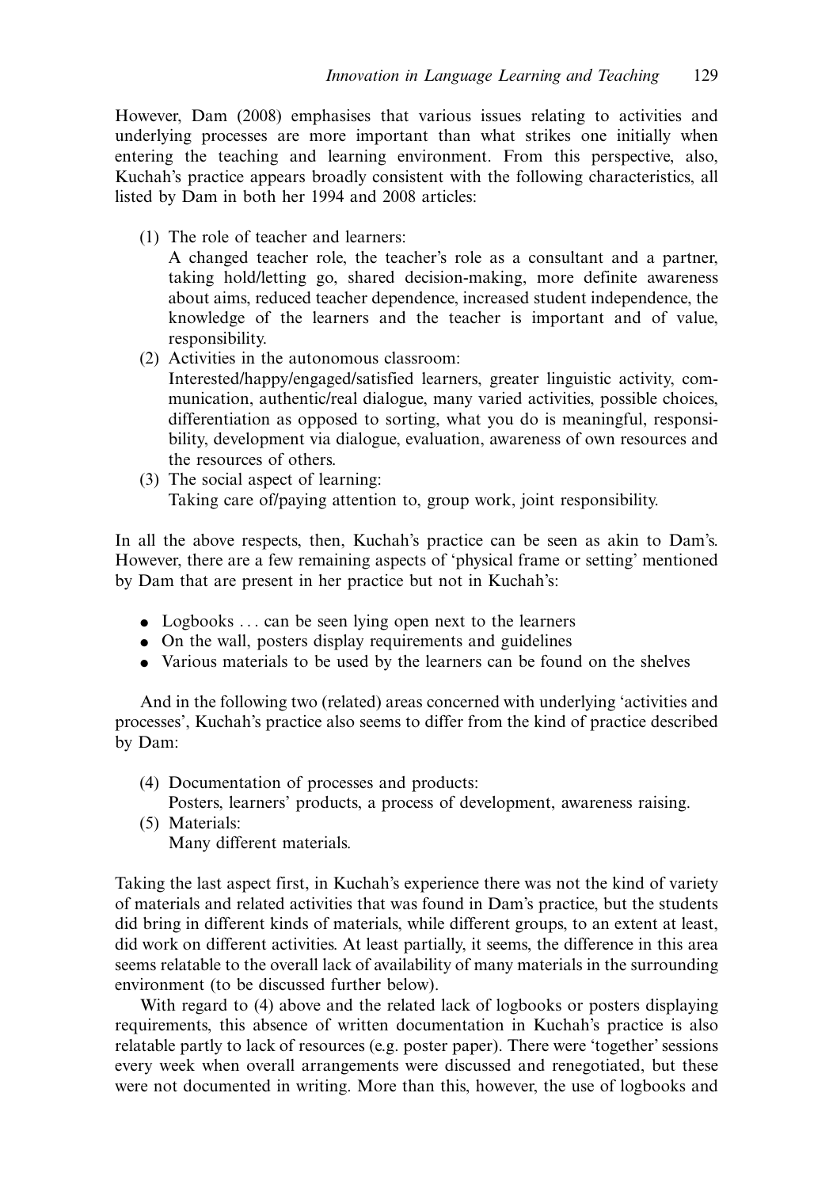However, Dam (2008) emphasises that various issues relating to activities and underlying processes are more important than what strikes one initially when entering the teaching and learning environment. From this perspective, also, Kuchah's practice appears broadly consistent with the following characteristics, all listed by Dam in both her 1994 and 2008 articles:

(1) The role of teacher and learners:
A changed teacher role, the teacher's role as a consultant and a partner, taking hold/letting go, shared decision-making, more definite awareness about aims, reduced teacher dependence, increased student independence, the knowledge of the learners and the teacher is important and of value, responsibility.

(2) Activities in the autonomous classroom:
Interested/happy/engaged/satisfied learners, greater linguistic activity, communication, authentic/real dialogue, many varied activities, possible choices, differentiation as opposed to sorting, what you do is meaningful, responsibility, development via dialogue, evaluation, awareness of own resources and the resources of others.

(3) The social aspect of learning:
Taking care of/paying attention to, group work, joint responsibility.

In all the above respects, then, Kuchah's practice can be seen as akin to Dam's. However, there are a few remaining aspects of 'physical frame or setting' mentioned by Dam that are present in her practice but not in Kuchah's:

- Logbooks … can be seen lying open next to the learners
- On the wall, posters display requirements and guidelines
- Various materials to be used by the learners can be found on the shelves

And in the following two (related) areas concerned with underlying 'activities and processes', Kuchah's practice also seems to differ from the kind of practice described by Dam:

(4) Documentation of processes and products:
Posters, learners' products, a process of development, awareness raising.

(5) Materials:
Many different materials.

Taking the last aspect first, in Kuchah's experience there was not the kind of variety of materials and related activities that was found in Dam's practice, but the students did bring in different kinds of materials, while different groups, to an extent at least, did work on different activities. At least partially, it seems, the difference in this area seems relatable to the overall lack of availability of many materials in the surrounding environment (to be discussed further below).

With regard to (4) above and the related lack of logbooks or posters displaying requirements, this absence of written documentation in Kuchah's practice is also relatable partly to lack of resources (e.g. poster paper). There were 'together' sessions every week when overall arrangements were discussed and renegotiated, but these were not documented in writing. More than this, however, the use of logbooks and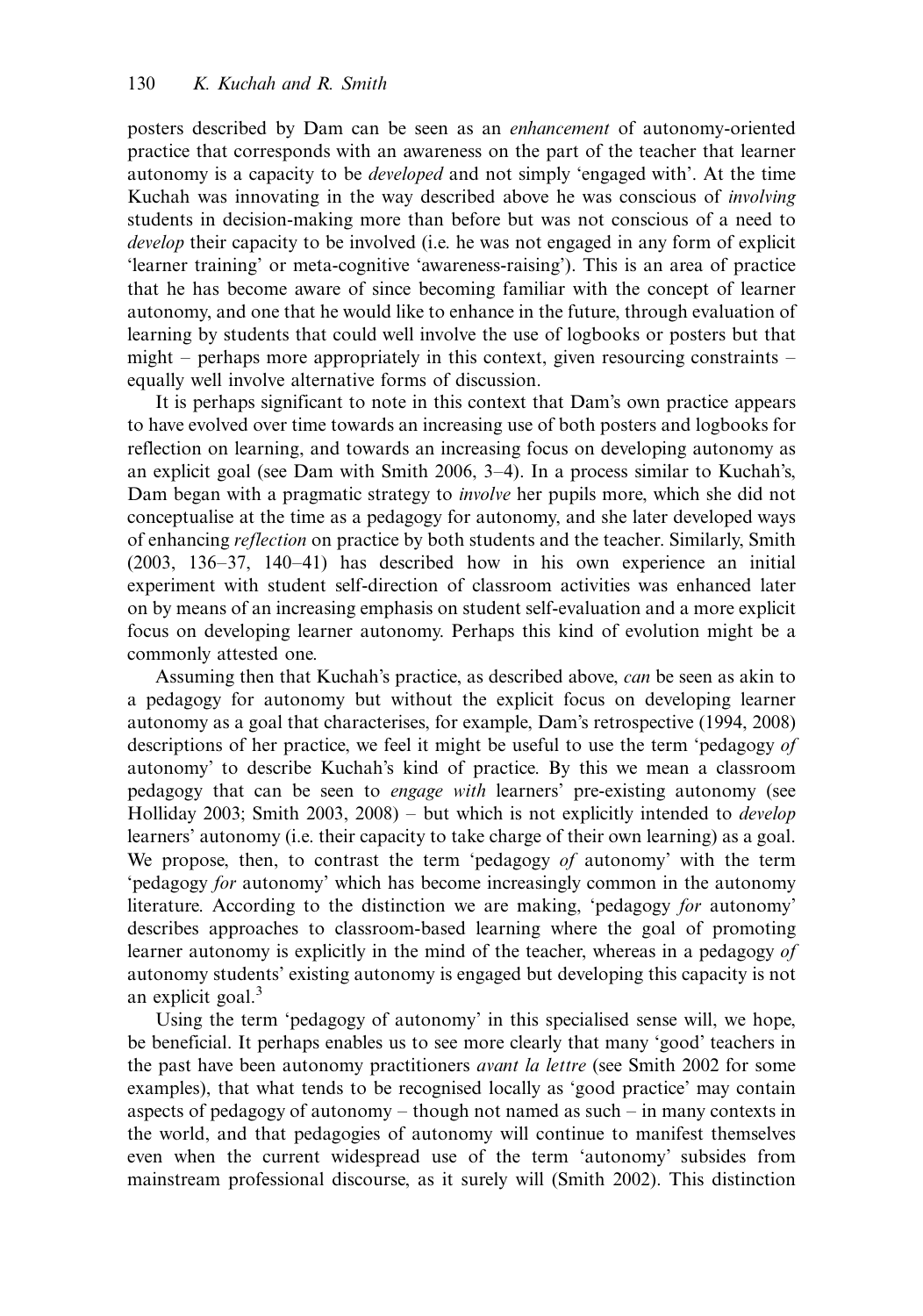posters described by Dam can be seen as an *enhancement* of autonomy-oriented practice that corresponds with an awareness on the part of the teacher that learner autonomy is a capacity to be *developed* and not simply 'engaged with'. At the time Kuchah was innovating in the way described above he was conscious of *involving* students in decision-making more than before but was not conscious of a need to *develop* their capacity to be involved (i.e. he was not engaged in any form of explicit 'learner training' or meta-cognitive 'awareness-raising'). This is an area of practice that he has become aware of since becoming familiar with the concept of learner autonomy, and one that he would like to enhance in the future, through evaluation of learning by students that could well involve the use of logbooks or posters but that might – perhaps more appropriately in this context, given resourcing constraints – equally well involve alternative forms of discussion.

It is perhaps significant to note in this context that Dam's own practice appears to have evolved over time towards an increasing use of both posters and logbooks for reflection on learning, and towards an increasing focus on developing autonomy as an explicit goal (see Dam with Smith 2006, 3–4). In a process similar to Kuchah's, Dam began with a pragmatic strategy to *involve* her pupils more, which she did not conceptualise at the time as a pedagogy for autonomy, and she later developed ways of enhancing *reflection* on practice by both students and the teacher. Similarly, Smith (2003, 136–37, 140–41) has described how in his own experience an initial experiment with student self-direction of classroom activities was enhanced later on by means of an increasing emphasis on student self-evaluation and a more explicit focus on developing learner autonomy. Perhaps this kind of evolution might be a commonly attested one.

Assuming then that Kuchah's practice, as described above, *can* be seen as akin to a pedagogy for autonomy but without the explicit focus on developing learner autonomy as a goal that characterises, for example, Dam's retrospective (1994, 2008) descriptions of her practice, we feel it might be useful to use the term 'pedagogy *of* autonomy' to describe Kuchah's kind of practice. By this we mean a classroom pedagogy that can be seen to *engage with* learners' pre-existing autonomy (see Holliday 2003; Smith 2003, 2008) – but which is not explicitly intended to *develop* learners' autonomy (i.e. their capacity to take charge of their own learning) as a goal. We propose, then, to contrast the term 'pedagogy *of* autonomy' with the term 'pedagogy *for* autonomy' which has become increasingly common in the autonomy literature. According to the distinction we are making, 'pedagogy *for* autonomy' describes approaches to classroom-based learning where the goal of promoting learner autonomy is explicitly in the mind of the teacher, whereas in a pedagogy *of* autonomy students' existing autonomy is engaged but developing this capacity is not an explicit goal.[3]

Using the term 'pedagogy of autonomy' in this specialised sense will, we hope, be beneficial. It perhaps enables us to see more clearly that many 'good' teachers in the past have been autonomy practitioners *avant la lettre* (see Smith 2002 for some examples), that what tends to be recognised locally as 'good practice' may contain aspects of pedagogy of autonomy – though not named as such – in many contexts in the world, and that pedagogies of autonomy will continue to manifest themselves even when the current widespread use of the term 'autonomy' subsides from mainstream professional discourse, as it surely will (Smith 2002). This distinction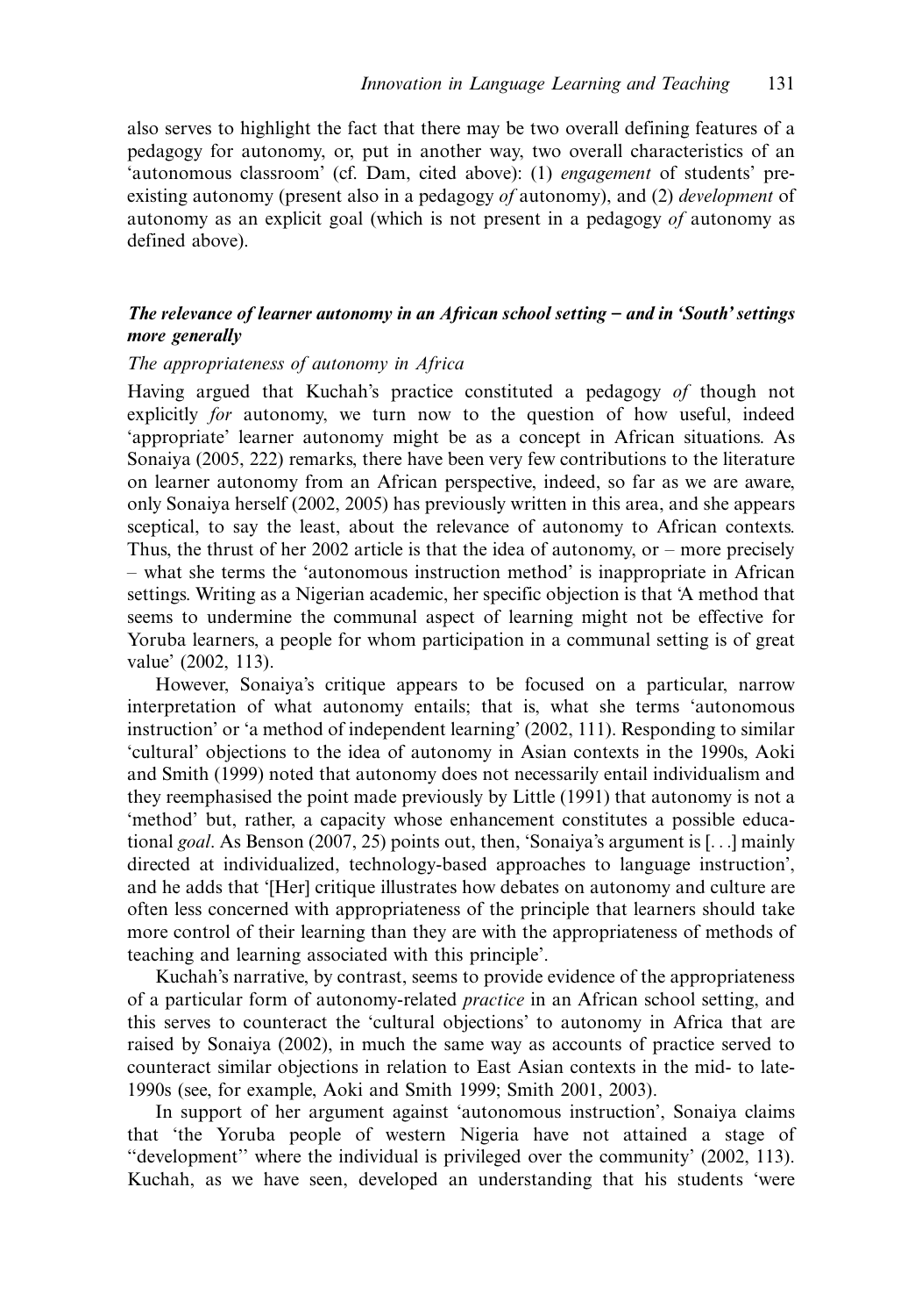also serves to highlight the fact that there may be two overall defining features of a pedagogy for autonomy, or, put in another way, two overall characteristics of an 'autonomous classroom' (cf. Dam, cited above): (1) *engagement* of students' pre-existing autonomy (present also in a pedagogy *of* autonomy), and (2) *development* of autonomy as an explicit goal (which is not present in a pedagogy *of* autonomy as defined above).

### *The relevance of learner autonomy in an African school setting – and in 'South' settings more generally*

#### *The appropriateness of autonomy in Africa*

Having argued that Kuchah's practice constituted a pedagogy *of* though not explicitly *for* autonomy, we turn now to the question of how useful, indeed 'appropriate' learner autonomy might be as a concept in African situations. As Sonaiya (2005, 222) remarks, there have been very few contributions to the literature on learner autonomy from an African perspective, indeed, so far as we are aware, only Sonaiya herself (2002, 2005) has previously written in this area, and she appears sceptical, to say the least, about the relevance of autonomy to African contexts. Thus, the thrust of her 2002 article is that the idea of autonomy, or – more precisely – what she terms the 'autonomous instruction method' is inappropriate in African settings. Writing as a Nigerian academic, her specific objection is that 'A method that seems to undermine the communal aspect of learning might not be effective for Yoruba learners, a people for whom participation in a communal setting is of great value' (2002, 113).

However, Sonaiya's critique appears to be focused on a particular, narrow interpretation of what autonomy entails; that is, what she terms 'autonomous instruction' or 'a method of independent learning' (2002, 111). Responding to similar 'cultural' objections to the idea of autonomy in Asian contexts in the 1990s, Aoki and Smith (1999) noted that autonomy does not necessarily entail individualism and they reemphasised the point made previously by Little (1991) that autonomy is not a 'method' but, rather, a capacity whose enhancement constitutes a possible educational *goal*. As Benson (2007, 25) points out, then, 'Sonaiya's argument is [. . .] mainly directed at individualized, technology-based approaches to language instruction', and he adds that '[Her] critique illustrates how debates on autonomy and culture are often less concerned with appropriateness of the principle that learners should take more control of their learning than they are with the appropriateness of methods of teaching and learning associated with this principle'.

Kuchah's narrative, by contrast, seems to provide evidence of the appropriateness of a particular form of autonomy-related *practice* in an African school setting, and this serves to counteract the 'cultural objections' to autonomy in Africa that are raised by Sonaiya (2002), in much the same way as accounts of practice served to counteract similar objections in relation to East Asian contexts in the mid- to late-1990s (see, for example, Aoki and Smith 1999; Smith 2001, 2003).

In support of her argument against 'autonomous instruction', Sonaiya claims that 'the Yoruba people of western Nigeria have not attained a stage of "development" where the individual is privileged over the community' (2002, 113). Kuchah, as we have seen, developed an understanding that his students 'were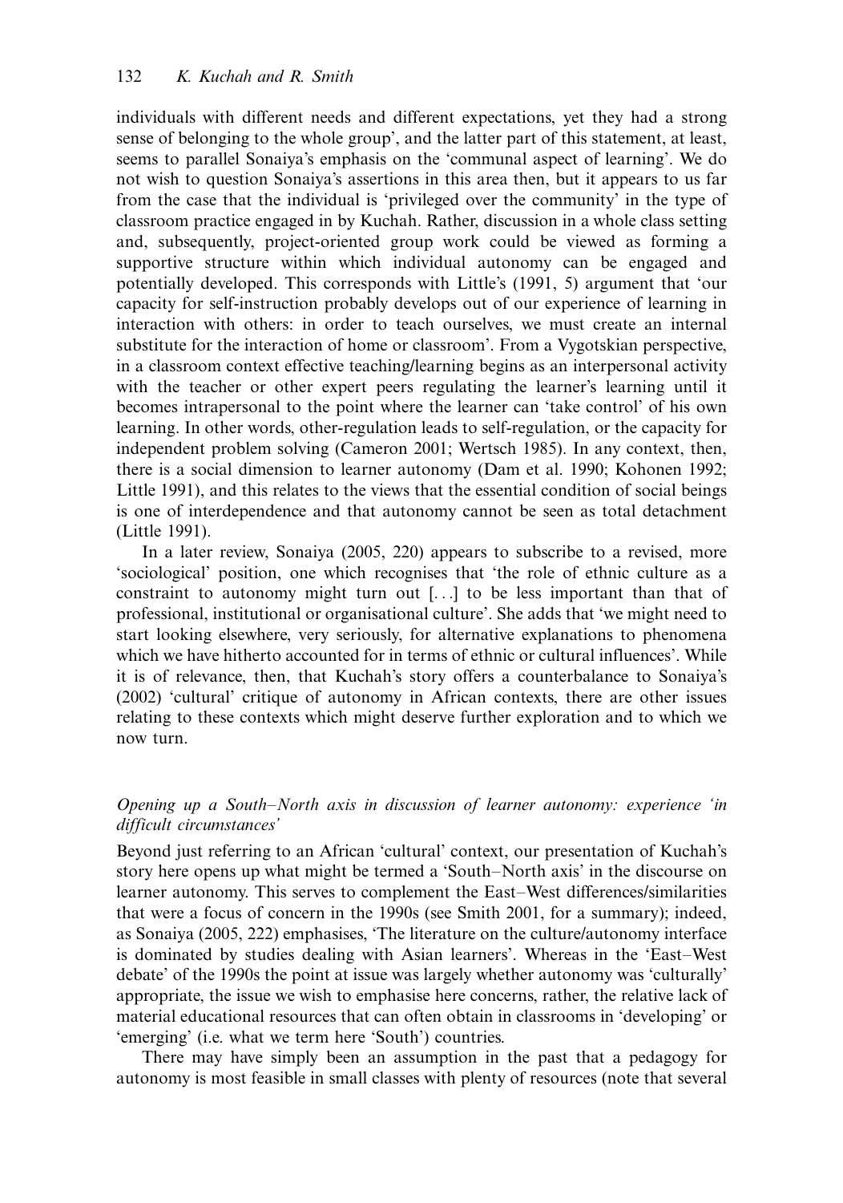individuals with different needs and different expectations, yet they had a strong sense of belonging to the whole group', and the latter part of this statement, at least, seems to parallel Sonaiya's emphasis on the 'communal aspect of learning'. We do not wish to question Sonaiya's assertions in this area then, but it appears to us far from the case that the individual is 'privileged over the community' in the type of classroom practice engaged in by Kuchah. Rather, discussion in a whole class setting and, subsequently, project-oriented group work could be viewed as forming a supportive structure within which individual autonomy can be engaged and potentially developed. This corresponds with Little's (1991, 5) argument that 'our capacity for self-instruction probably develops out of our experience of learning in interaction with others: in order to teach ourselves, we must create an internal substitute for the interaction of home or classroom'. From a Vygotskian perspective, in a classroom context effective teaching/learning begins as an interpersonal activity with the teacher or other expert peers regulating the learner's learning until it becomes intrapersonal to the point where the learner can 'take control' of his own learning. In other words, other-regulation leads to self-regulation, or the capacity for independent problem solving (Cameron 2001; Wertsch 1985). In any context, then, there is a social dimension to learner autonomy (Dam et al. 1990; Kohonen 1992; Little 1991), and this relates to the views that the essential condition of social beings is one of interdependence and that autonomy cannot be seen as total detachment (Little 1991).

In a later review, Sonaiya (2005, 220) appears to subscribe to a revised, more 'sociological' position, one which recognises that 'the role of ethnic culture as a constraint to autonomy might turn out [...] to be less important than that of professional, institutional or organisational culture'. She adds that 'we might need to start looking elsewhere, very seriously, for alternative explanations to phenomena which we have hitherto accounted for in terms of ethnic or cultural influences'. While it is of relevance, then, that Kuchah's story offers a counterbalance to Sonaiya's (2002) 'cultural' critique of autonomy in African contexts, there are other issues relating to these contexts which might deserve further exploration and to which we now turn.

### *Opening up a South–North axis in discussion of learner autonomy: experience 'in difficult circumstances'*

Beyond just referring to an African 'cultural' context, our presentation of Kuchah's story here opens up what might be termed a 'South–North axis' in the discourse on learner autonomy. This serves to complement the East–West differences/similarities that were a focus of concern in the 1990s (see Smith 2001, for a summary); indeed, as Sonaiya (2005, 222) emphasises, 'The literature on the culture/autonomy interface is dominated by studies dealing with Asian learners'. Whereas in the 'East–West debate' of the 1990s the point at issue was largely whether autonomy was 'culturally' appropriate, the issue we wish to emphasise here concerns, rather, the relative lack of material educational resources that can often obtain in classrooms in 'developing' or 'emerging' (i.e. what we term here 'South') countries.

There may have simply been an assumption in the past that a pedagogy for autonomy is most feasible in small classes with plenty of resources (note that several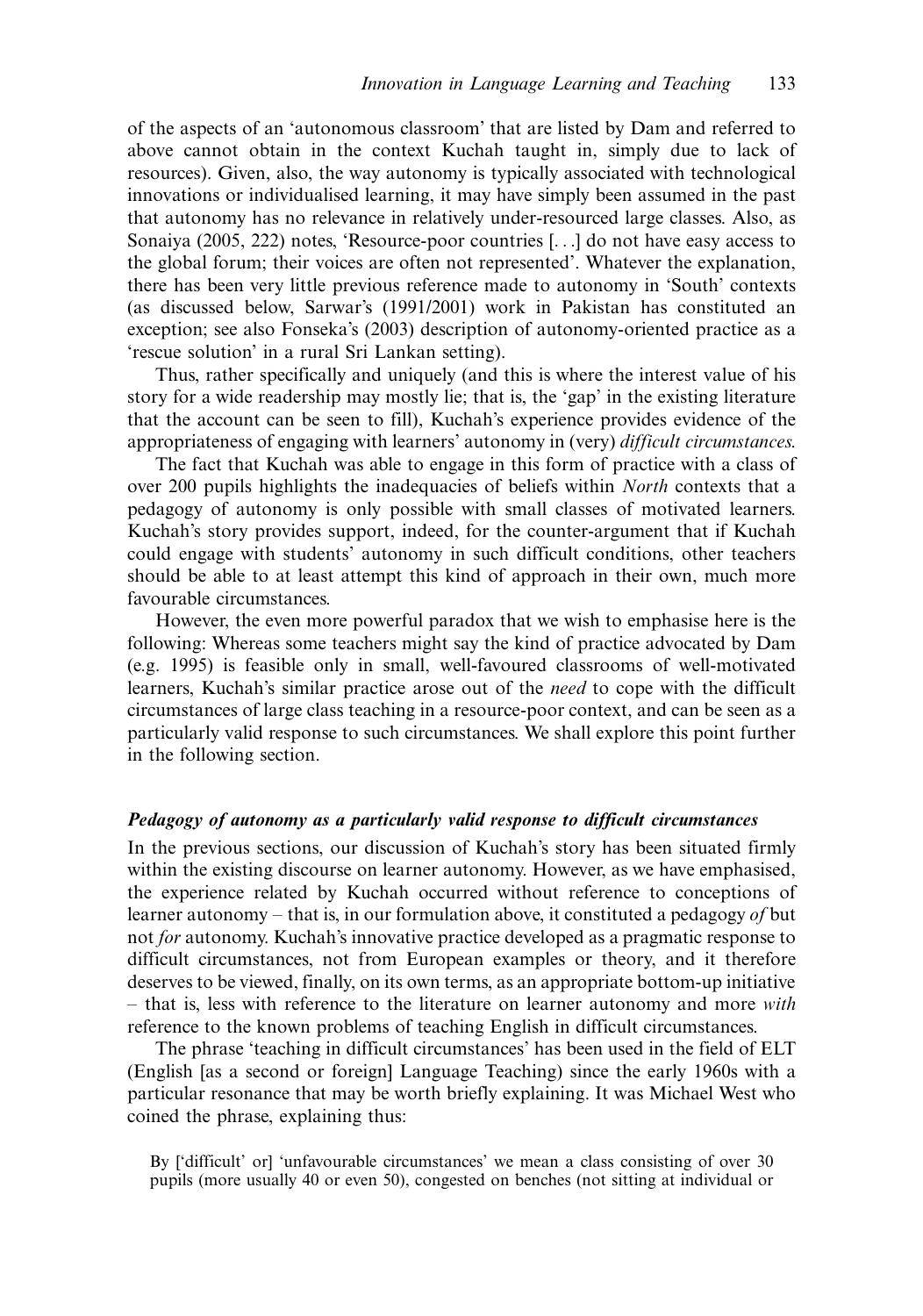of the aspects of an 'autonomous classroom' that are listed by Dam and referred to above cannot obtain in the context Kuchah taught in, simply due to lack of resources). Given, also, the way autonomy is typically associated with technological innovations or individualised learning, it may have simply been assumed in the past that autonomy has no relevance in relatively under-resourced large classes. Also, as Sonaiya (2005, 222) notes, 'Resource-poor countries [. . .] do not have easy access to the global forum; their voices are often not represented'. Whatever the explanation, there has been very little previous reference made to autonomy in 'South' contexts (as discussed below, Sarwar's (1991/2001) work in Pakistan has constituted an exception; see also Fonseka's (2003) description of autonomy-oriented practice as a 'rescue solution' in a rural Sri Lankan setting).

Thus, rather specifically and uniquely (and this is where the interest value of his story for a wide readership may mostly lie; that is, the 'gap' in the existing literature that the account can be seen to fill), Kuchah's experience provides evidence of the appropriateness of engaging with learners' autonomy in (very) *difficult circumstances*.

The fact that Kuchah was able to engage in this form of practice with a class of over 200 pupils highlights the inadequacies of beliefs within *North* contexts that a pedagogy of autonomy is only possible with small classes of motivated learners. Kuchah's story provides support, indeed, for the counter-argument that if Kuchah could engage with students' autonomy in such difficult conditions, other teachers should be able to at least attempt this kind of approach in their own, much more favourable circumstances.

However, the even more powerful paradox that we wish to emphasise here is the following: Whereas some teachers might say the kind of practice advocated by Dam (e.g. 1995) is feasible only in small, well-favoured classrooms of well-motivated learners, Kuchah's similar practice arose out of the *need* to cope with the difficult circumstances of large class teaching in a resource-poor context, and can be seen as a particularly valid response to such circumstances. We shall explore this point further in the following section.

### *Pedagogy of autonomy as a particularly valid response to difficult circumstances*

In the previous sections, our discussion of Kuchah's story has been situated firmly within the existing discourse on learner autonomy. However, as we have emphasised, the experience related by Kuchah occurred without reference to conceptions of learner autonomy – that is, in our formulation above, it constituted a pedagogy *of* but not *for* autonomy. Kuchah's innovative practice developed as a pragmatic response to difficult circumstances, not from European examples or theory, and it therefore deserves to be viewed, finally, on its own terms, as an appropriate bottom-up initiative – that is, less with reference to the literature on learner autonomy and more *with* reference to the known problems of teaching English in difficult circumstances.

The phrase 'teaching in difficult circumstances' has been used in the field of ELT (English [as a second or foreign] Language Teaching) since the early 1960s with a particular resonance that may be worth briefly explaining. It was Michael West who coined the phrase, explaining thus:

> By ['difficult' or] 'unfavourable circumstances' we mean a class consisting of over 30 pupils (more usually 40 or even 50), congested on benches (not sitting at individual or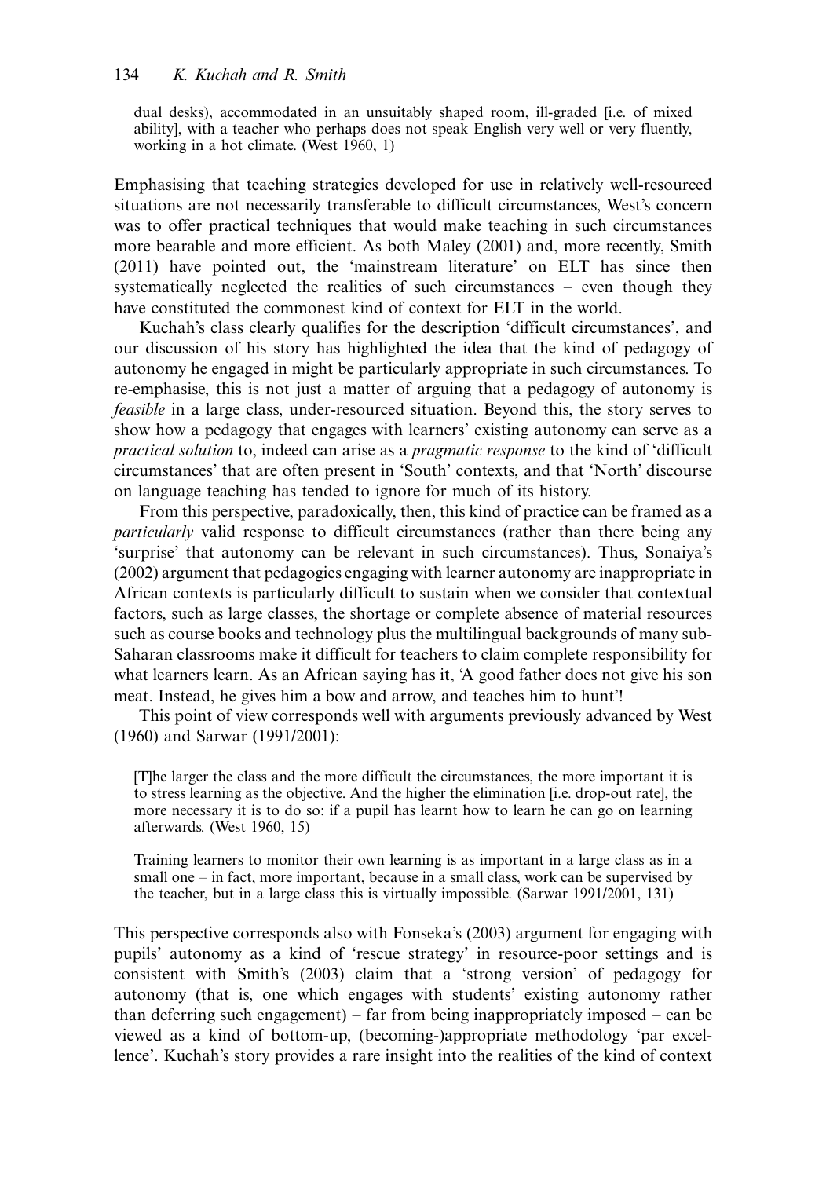dual desks), accommodated in an unsuitably shaped room, ill-graded [i.e. of mixed ability], with a teacher who perhaps does not speak English very well or very fluently, working in a hot climate. (West 1960, 1)

Emphasising that teaching strategies developed for use in relatively well-resourced situations are not necessarily transferable to difficult circumstances, West's concern was to offer practical techniques that would make teaching in such circumstances more bearable and more efficient. As both Maley (2001) and, more recently, Smith (2011) have pointed out, the 'mainstream literature' on ELT has since then systematically neglected the realities of such circumstances – even though they have constituted the commonest kind of context for ELT in the world.

Kuchah's class clearly qualifies for the description 'difficult circumstances', and our discussion of his story has highlighted the idea that the kind of pedagogy of autonomy he engaged in might be particularly appropriate in such circumstances. To re-emphasise, this is not just a matter of arguing that a pedagogy of autonomy is *feasible* in a large class, under-resourced situation. Beyond this, the story serves to show how a pedagogy that engages with learners' existing autonomy can serve as a *practical solution* to, indeed can arise as a *pragmatic response* to the kind of 'difficult circumstances' that are often present in 'South' contexts, and that 'North' discourse on language teaching has tended to ignore for much of its history.

From this perspective, paradoxically, then, this kind of practice can be framed as a *particularly* valid response to difficult circumstances (rather than there being any 'surprise' that autonomy can be relevant in such circumstances). Thus, Sonaiya's (2002) argument that pedagogies engaging with learner autonomy are inappropriate in African contexts is particularly difficult to sustain when we consider that contextual factors, such as large classes, the shortage or complete absence of material resources such as course books and technology plus the multilingual backgrounds of many sub-Saharan classrooms make it difficult for teachers to claim complete responsibility for what learners learn. As an African saying has it, 'A good father does not give his son meat. Instead, he gives him a bow and arrow, and teaches him to hunt'!

This point of view corresponds well with arguments previously advanced by West (1960) and Sarwar (1991/2001):

> [T]he larger the class and the more difficult the circumstances, the more important it is to stress learning as the objective. And the higher the elimination [i.e. drop-out rate], the more necessary it is to do so: if a pupil has learnt how to learn he can go on learning afterwards. (West 1960, 15)

> Training learners to monitor their own learning is as important in a large class as in a small one – in fact, more important, because in a small class, work can be supervised by the teacher, but in a large class this is virtually impossible. (Sarwar 1991/2001, 131)

This perspective corresponds also with Fonseka's (2003) argument for engaging with pupils' autonomy as a kind of 'rescue strategy' in resource-poor settings and is consistent with Smith's (2003) claim that a 'strong version' of pedagogy for autonomy (that is, one which engages with students' existing autonomy rather than deferring such engagement) – far from being inappropriately imposed – can be viewed as a kind of bottom-up, (becoming-)appropriate methodology 'par excellence'. Kuchah's story provides a rare insight into the realities of the kind of context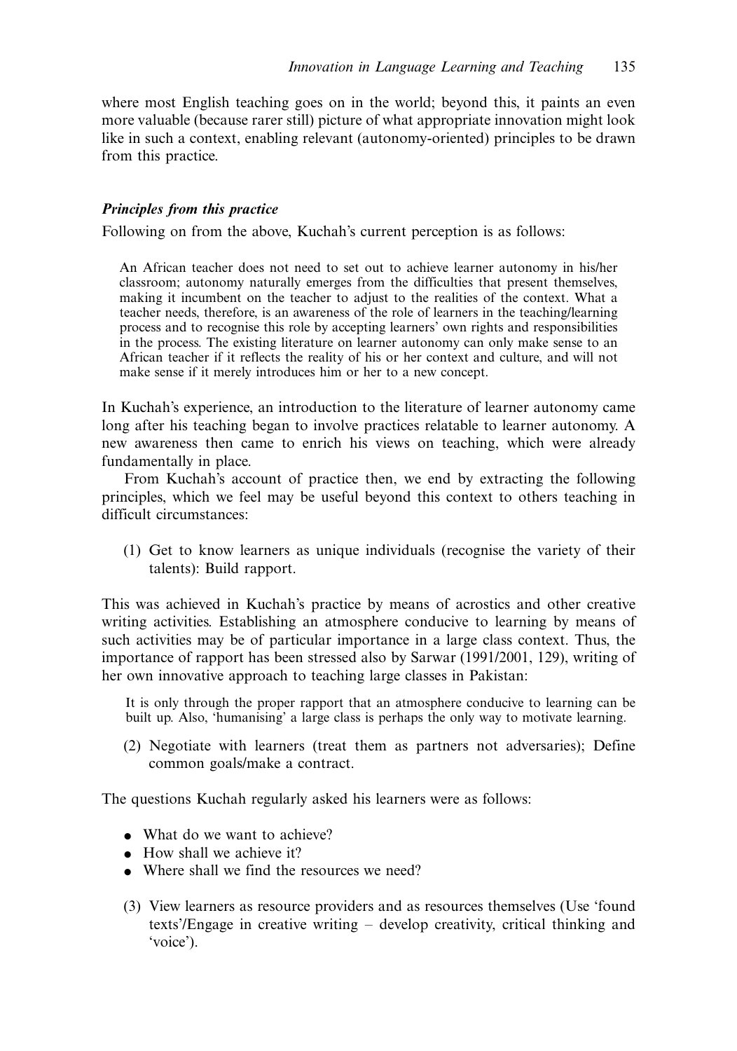where most English teaching goes on in the world; beyond this, it paints an even more valuable (because rarer still) picture of what appropriate innovation might look like in such a context, enabling relevant (autonomy-oriented) principles to be drawn from this practice.

### *Principles from this practice*

Following on from the above, Kuchah's current perception is as follows:

> An African teacher does not need to set out to achieve learner autonomy in his/her classroom; autonomy naturally emerges from the difficulties that present themselves, making it incumbent on the teacher to adjust to the realities of the context. What a teacher needs, therefore, is an awareness of the role of learners in the teaching/learning process and to recognise this role by accepting learners' own rights and responsibilities in the process. The existing literature on learner autonomy can only make sense to an African teacher if it reflects the reality of his or her context and culture, and will not make sense if it merely introduces him or her to a new concept.

In Kuchah's experience, an introduction to the literature of learner autonomy came long after his teaching began to involve practices relatable to learner autonomy. A new awareness then came to enrich his views on teaching, which were already fundamentally in place.

From Kuchah's account of practice then, we end by extracting the following principles, which we feel may be useful beyond this context to others teaching in difficult circumstances:

(1) Get to know learners as unique individuals (recognise the variety of their talents): Build rapport.

This was achieved in Kuchah's practice by means of acrostics and other creative writing activities. Establishing an atmosphere conducive to learning by means of such activities may be of particular importance in a large class context. Thus, the importance of rapport has been stressed also by Sarwar (1991/2001, 129), writing of her own innovative approach to teaching large classes in Pakistan:

> It is only through the proper rapport that an atmosphere conducive to learning can be built up. Also, 'humanising' a large class is perhaps the only way to motivate learning.

(2) Negotiate with learners (treat them as partners not adversaries); Define common goals/make a contract.

The questions Kuchah regularly asked his learners were as follows:

- What do we want to achieve?
- How shall we achieve it?
- Where shall we find the resources we need?

(3) View learners as resource providers and as resources themselves (Use 'found texts'/Engage in creative writing – develop creativity, critical thinking and 'voice').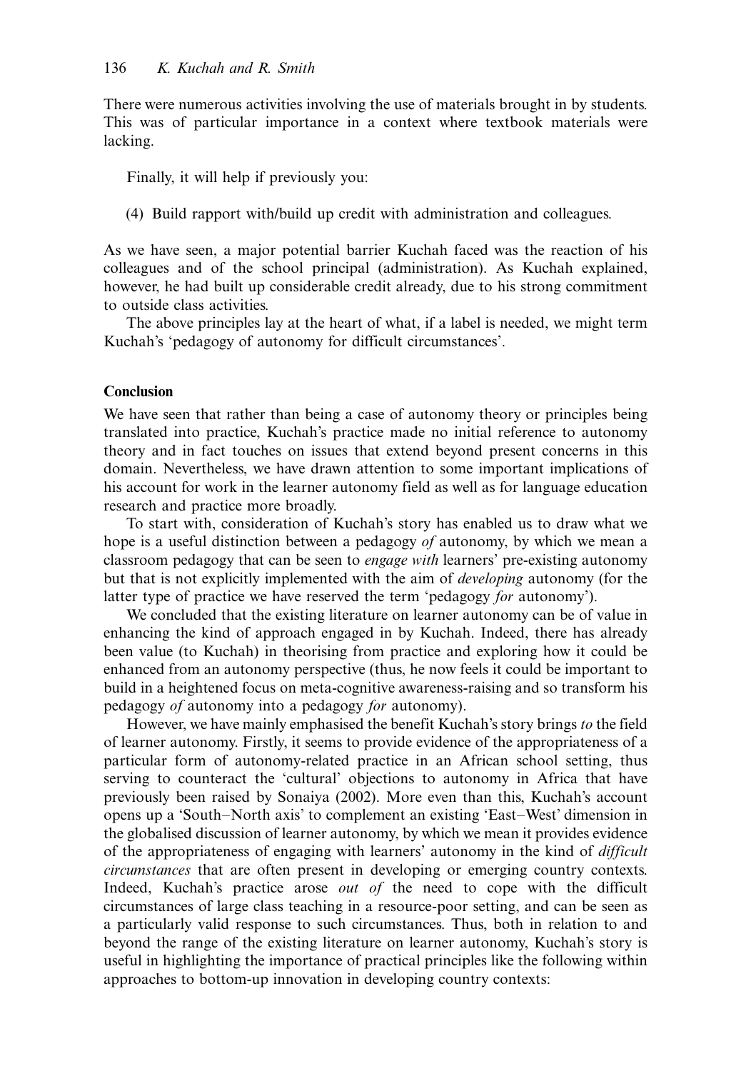There were numerous activities involving the use of materials brought in by students. This was of particular importance in a context where textbook materials were lacking.

Finally, it will help if previously you:

(4) Build rapport with/build up credit with administration and colleagues.

As we have seen, a major potential barrier Kuchah faced was the reaction of his colleagues and of the school principal (administration). As Kuchah explained, however, he had built up considerable credit already, due to his strong commitment to outside class activities.

The above principles lay at the heart of what, if a label is needed, we might term Kuchah's 'pedagogy of autonomy for difficult circumstances'.

## Conclusion

We have seen that rather than being a case of autonomy theory or principles being translated into practice, Kuchah's practice made no initial reference to autonomy theory and in fact touches on issues that extend beyond present concerns in this domain. Nevertheless, we have drawn attention to some important implications of his account for work in the learner autonomy field as well as for language education research and practice more broadly.

To start with, consideration of Kuchah's story has enabled us to draw what we hope is a useful distinction between a pedagogy *of* autonomy, by which we mean a classroom pedagogy that can be seen to *engage with* learners' pre-existing autonomy but that is not explicitly implemented with the aim of *developing* autonomy (for the latter type of practice we have reserved the term 'pedagogy *for* autonomy').

We concluded that the existing literature on learner autonomy can be of value in enhancing the kind of approach engaged in by Kuchah. Indeed, there has already been value (to Kuchah) in theorising from practice and exploring how it could be enhanced from an autonomy perspective (thus, he now feels it could be important to build in a heightened focus on meta-cognitive awareness-raising and so transform his pedagogy *of* autonomy into a pedagogy *for* autonomy).

However, we have mainly emphasised the benefit Kuchah's story brings *to* the field of learner autonomy. Firstly, it seems to provide evidence of the appropriateness of a particular form of autonomy-related practice in an African school setting, thus serving to counteract the 'cultural' objections to autonomy in Africa that have previously been raised by Sonaiya (2002). More even than this, Kuchah's account opens up a 'South–North axis' to complement an existing 'East–West' dimension in the globalised discussion of learner autonomy, by which we mean it provides evidence of the appropriateness of engaging with learners' autonomy in the kind of *difficult circumstances* that are often present in developing or emerging country contexts. Indeed, Kuchah's practice arose *out of* the need to cope with the difficult circumstances of large class teaching in a resource-poor setting, and can be seen as a particularly valid response to such circumstances. Thus, both in relation to and beyond the range of the existing literature on learner autonomy, Kuchah's story is useful in highlighting the importance of practical principles like the following within approaches to bottom-up innovation in developing country contexts: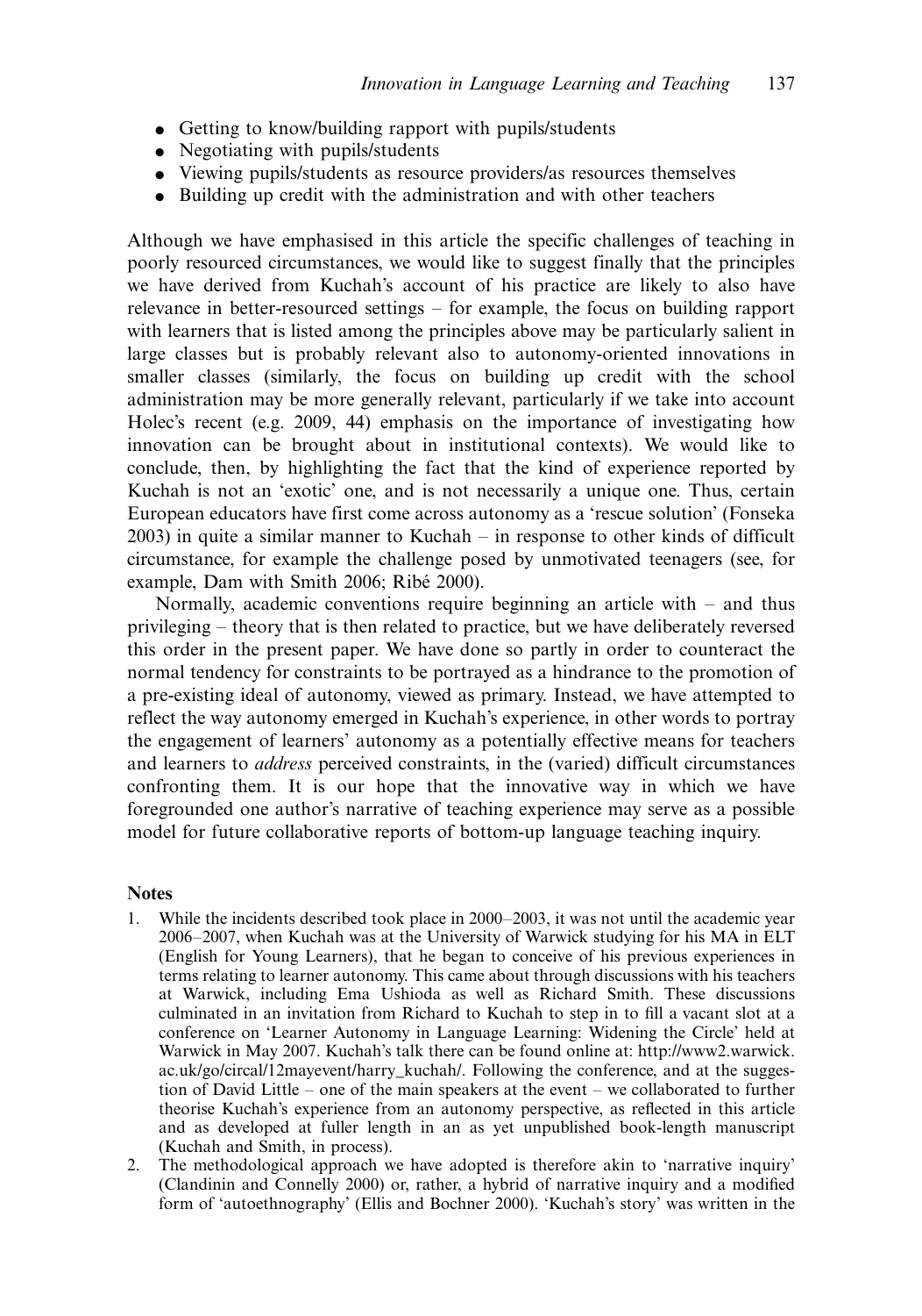- Getting to know/building rapport with pupils/students
- Negotiating with pupils/students
- Viewing pupils/students as resource providers/as resources themselves
- Building up credit with the administration and with other teachers

Although we have emphasised in this article the specific challenges of teaching in poorly resourced circumstances, we would like to suggest finally that the principles we have derived from Kuchah's account of his practice are likely to also have relevance in better-resourced settings – for example, the focus on building rapport with learners that is listed among the principles above may be particularly salient in large classes but is probably relevant also to autonomy-oriented innovations in smaller classes (similarly, the focus on building up credit with the school administration may be more generally relevant, particularly if we take into account Holec's recent (e.g. 2009, 44) emphasis on the importance of investigating how innovation can be brought about in institutional contexts). We would like to conclude, then, by highlighting the fact that the kind of experience reported by Kuchah is not an 'exotic' one, and is not necessarily a unique one. Thus, certain European educators have first come across autonomy as a 'rescue solution' (Fonseka 2003) in quite a similar manner to Kuchah – in response to other kinds of difficult circumstance, for example the challenge posed by unmotivated teenagers (see, for example, Dam with Smith 2006; Ribé 2000).

Normally, academic conventions require beginning an article with – and thus privileging – theory that is then related to practice, but we have deliberately reversed this order in the present paper. We have done so partly in order to counteract the normal tendency for constraints to be portrayed as a hindrance to the promotion of a pre-existing ideal of autonomy, viewed as primary. Instead, we have attempted to reflect the way autonomy emerged in Kuchah's experience, in other words to portray the engagement of learners' autonomy as a potentially effective means for teachers and learners to *address* perceived constraints, in the (varied) difficult circumstances confronting them. It is our hope that the innovative way in which we have foregrounded one author's narrative of teaching experience may serve as a possible model for future collaborative reports of bottom-up language teaching inquiry.

## Notes

1. While the incidents described took place in 2000–2003, it was not until the academic year 2006–2007, when Kuchah was at the University of Warwick studying for his MA in ELT (English for Young Learners), that he began to conceive of his previous experiences in terms relating to learner autonomy. This came about through discussions with his teachers at Warwick, including Ema Ushioda as well as Richard Smith. These discussions culminated in an invitation from Richard to Kuchah to step in to fill a vacant slot at a conference on 'Learner Autonomy in Language Learning: Widening the Circle' held at Warwick in May 2007. Kuchah's talk there can be found online at: http://www2.warwick.ac.uk/go/circal/12mayevent/harry_kuchah/. Following the conference, and at the suggestion of David Little – one of the main speakers at the event – we collaborated to further theorise Kuchah's experience from an autonomy perspective, as reflected in this article and as developed at fuller length in an as yet unpublished book-length manuscript (Kuchah and Smith, in process).
2. The methodological approach we have adopted is therefore akin to 'narrative inquiry' (Clandinin and Connelly 2000) or, rather, a hybrid of narrative inquiry and a modified form of 'autoethnography' (Ellis and Bochner 2000). 'Kuchah's story' was written in the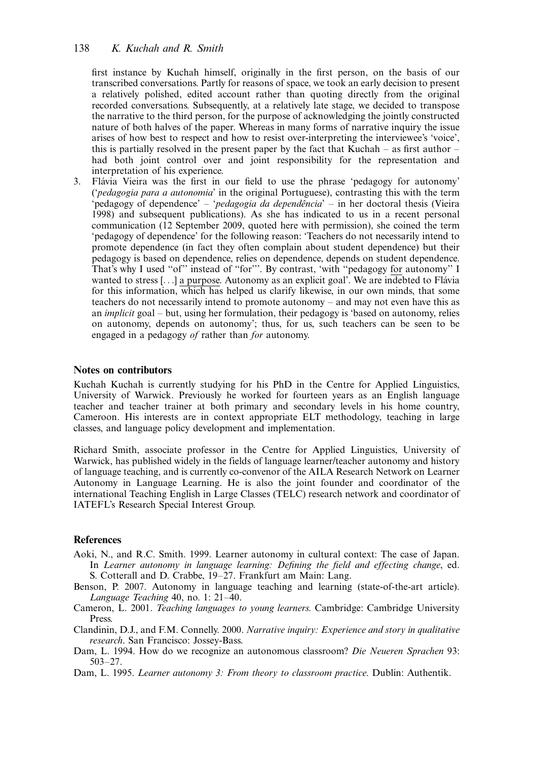first instance by Kuchah himself, originally in the first person, on the basis of our transcribed conversations. Partly for reasons of space, we took an early decision to present a relatively polished, edited account rather than quoting directly from the original recorded conversations. Subsequently, at a relatively late stage, we decided to transpose the narrative to the third person, for the purpose of acknowledging the jointly constructed nature of both halves of the paper. Whereas in many forms of narrative inquiry the issue arises of how best to respect and how to resist over-interpreting the interviewee's 'voice', this is partially resolved in the present paper by the fact that Kuchah – as first author – had both joint control over and joint responsibility for the representation and interpretation of his experience.

3. Flávia Vieira was the first in our field to use the phrase 'pedagogy for autonomy' ('*pedagogia para a autonomia*' in the original Portuguese), contrasting this with the term 'pedagogy of dependence' – '*pedagogia da dependência*' – in her doctoral thesis (Vieira 1998) and subsequent publications). As she has indicated to us in a recent personal communication (12 September 2009, quoted here with permission), she coined the term 'pedagogy of dependence' for the following reason: 'Teachers do not necessarily intend to promote dependence (in fact they often complain about student dependence) but their pedagogy is based on dependence, relies on dependence, depends on student dependence. That's why I used "of" instead of "for"'. By contrast, 'with "pedagogy for autonomy" I wanted to stress [...] a purpose. Autonomy as an explicit goal'. We are indebted to Flávia for this information, which has helped us clarify likewise, in our own minds, that some teachers do not necessarily intend to promote autonomy – and may not even have this as an *implicit* goal – but, using her formulation, their pedagogy is 'based on autonomy, relies on autonomy, depends on autonomy'; thus, for us, such teachers can be seen to be engaged in a pedagogy *of* rather than *for* autonomy.

## Notes on contributors

Kuchah Kuchah is currently studying for his PhD in the Centre for Applied Linguistics, University of Warwick. Previously he worked for fourteen years as an English language teacher and teacher trainer at both primary and secondary levels in his home country, Cameroon. His interests are in context appropriate ELT methodology, teaching in large classes, and language policy development and implementation.

Richard Smith, associate professor in the Centre for Applied Linguistics, University of Warwick, has published widely in the fields of language learner/teacher autonomy and history of language teaching, and is currently co-convenor of the AILA Research Network on Learner Autonomy in Language Learning. He is also the joint founder and coordinator of the international Teaching English in Large Classes (TELC) research network and coordinator of IATEFL's Research Special Interest Group.

## References

Aoki, N., and R.C. Smith. 1999. Learner autonomy in cultural context: The case of Japan. In *Learner autonomy in language learning: Defining the field and effecting change*, ed. S. Cotterall and D. Crabbe, 19–27. Frankfurt am Main: Lang.

Benson, P. 2007. Autonomy in language teaching and learning (state-of-the-art article). *Language Teaching* 40, no. 1: 21–40.

Cameron, L. 2001. *Teaching languages to young learners.* Cambridge: Cambridge University Press.

Clandinin, D.J., and F.M. Connelly. 2000. *Narrative inquiry: Experience and story in qualitative research*. San Francisco: Jossey-Bass.

Dam, L. 1994. How do we recognize an autonomous classroom? *Die Neueren Sprachen* 93: 503–27.

Dam, L. 1995. *Learner autonomy 3: From theory to classroom practice*. Dublin: Authentik.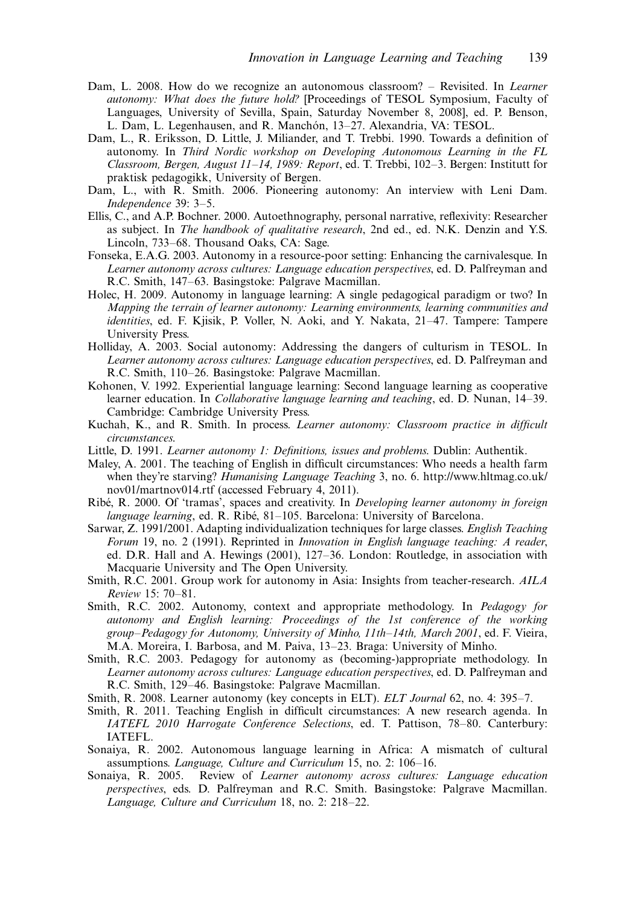Dam, L. 2008. How do we recognize an autonomous classroom? – Revisited. In *Learner autonomy: What does the future hold?* [Proceedings of TESOL Symposium, Faculty of Languages, University of Sevilla, Spain, Saturday November 8, 2008], ed. P. Benson, L. Dam, L. Legenhausen, and R. Manchón, 13–27. Alexandria, VA: TESOL.

Dam, L., R. Eriksson, D. Little, J. Miliander, and T. Trebbi. 1990. Towards a definition of autonomy. In *Third Nordic workshop on Developing Autonomous Learning in the FL Classroom, Bergen, August 11–14, 1989: Report*, ed. T. Trebbi, 102–3. Bergen: Institutt for praktisk pedagogikk, University of Bergen.

Dam, L., with R. Smith. 2006. Pioneering autonomy: An interview with Leni Dam. *Independence* 39: 3–5.

Ellis, C., and A.P. Bochner. 2000. Autoethnography, personal narrative, reflexivity: Researcher as subject. In *The handbook of qualitative research*, 2nd ed., ed. N.K. Denzin and Y.S. Lincoln, 733–68. Thousand Oaks, CA: Sage.

Fonseka, E.A.G. 2003. Autonomy in a resource-poor setting: Enhancing the carnivalesque. In *Learner autonomy across cultures: Language education perspectives*, ed. D. Palfreyman and R.C. Smith, 147–63. Basingstoke: Palgrave Macmillan.

Holec, H. 2009. Autonomy in language learning: A single pedagogical paradigm or two? In *Mapping the terrain of learner autonomy: Learning environments, learning communities and identities*, ed. F. Kjisik, P. Voller, N. Aoki, and Y. Nakata, 21–47. Tampere: Tampere University Press.

Holliday, A. 2003. Social autonomy: Addressing the dangers of culturism in TESOL. In *Learner autonomy across cultures: Language education perspectives*, ed. D. Palfreyman and R.C. Smith, 110–26. Basingstoke: Palgrave Macmillan.

Kohonen, V. 1992. Experiential language learning: Second language learning as cooperative learner education. In *Collaborative language learning and teaching*, ed. D. Nunan, 14–39. Cambridge: Cambridge University Press.

Kuchah, K., and R. Smith. In process. *Learner autonomy: Classroom practice in difficult circumstances*.

Little, D. 1991. *Learner autonomy 1: Definitions, issues and problems.* Dublin: Authentik.

Maley, A. 2001. The teaching of English in difficult circumstances: Who needs a health farm when they're starving? *Humanising Language Teaching* 3, no. 6. http://www.hltmag.co.uk/nov01/martnov014.rtf (accessed February 4, 2011).

Ribé, R. 2000. Of 'tramas', spaces and creativity. In *Developing learner autonomy in foreign language learning*, ed. R. Ribé, 81–105. Barcelona: University of Barcelona.

Sarwar, Z. 1991/2001. Adapting individualization techniques for large classes. *English Teaching Forum* 19, no. 2 (1991). Reprinted in *Innovation in English language teaching: A reader*, ed. D.R. Hall and A. Hewings (2001), 127–36. London: Routledge, in association with Macquarie University and The Open University.

Smith, R.C. 2001. Group work for autonomy in Asia: Insights from teacher-research. *AILA Review* 15: 70–81.

Smith, R.C. 2002. Autonomy, context and appropriate methodology. In *Pedagogy for autonomy and English learning: Proceedings of the 1st conference of the working group–Pedagogy for Autonomy, University of Minho, 11th–14th, March 2001*, ed. F. Vieira, M.A. Moreira, I. Barbosa, and M. Paiva, 13–23. Braga: University of Minho.

Smith, R.C. 2003. Pedagogy for autonomy as (becoming-)appropriate methodology. In *Learner autonomy across cultures: Language education perspectives*, ed. D. Palfreyman and R.C. Smith, 129–46. Basingstoke: Palgrave Macmillan.

Smith, R. 2008. Learner autonomy (key concepts in ELT). *ELT Journal* 62, no. 4: 395–7.

Smith, R. 2011. Teaching English in difficult circumstances: A new research agenda. In *IATEFL 2010 Harrogate Conference Selections*, ed. T. Pattison, 78–80. Canterbury: IATEFL.

Sonaiya, R. 2002. Autonomous language learning in Africa: A mismatch of cultural assumptions. *Language, Culture and Curriculum* 15, no. 2: 106–16.

Sonaiya, R. 2005. Review of *Learner autonomy across cultures: Language education perspectives*, eds. D. Palfreyman and R.C. Smith. Basingstoke: Palgrave Macmillan. *Language, Culture and Curriculum* 18, no. 2: 218–22.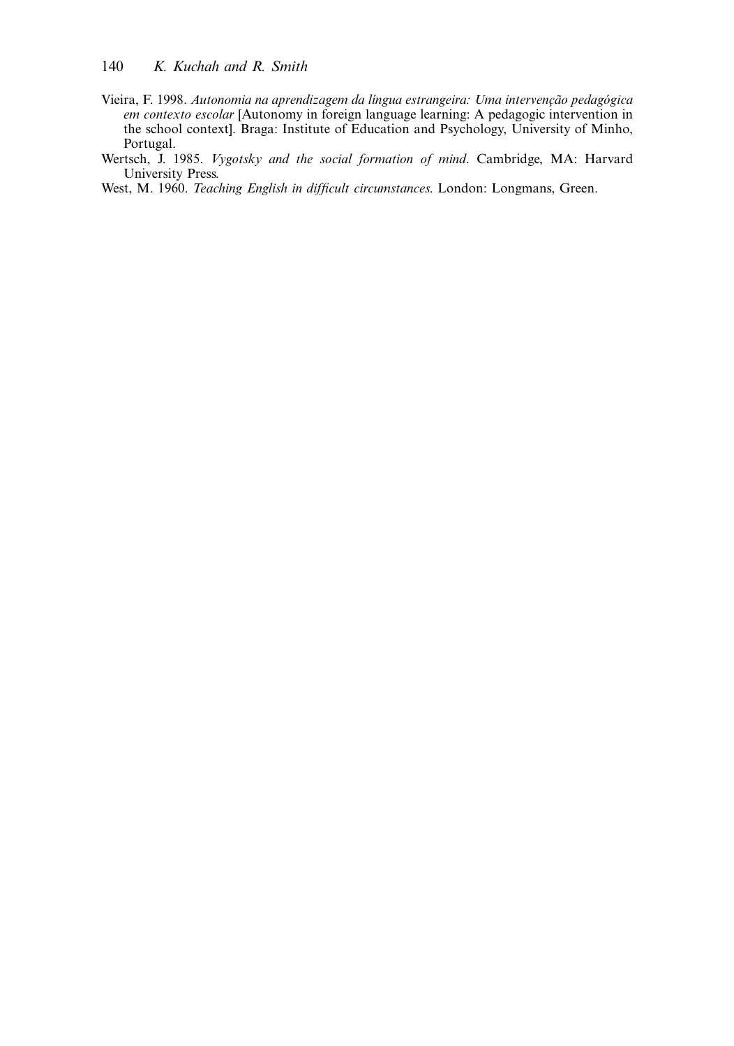Vieira, F. 1998. *Autonomia na aprendizagem da língua estrangeira: Uma intervenção pedagógica em contexto escolar* [Autonomy in foreign language learning: A pedagogic intervention in the school context]. Braga: Institute of Education and Psychology, University of Minho, Portugal.

Wertsch, J. 1985. *Vygotsky and the social formation of mind*. Cambridge, MA: Harvard University Press.

West, M. 1960. *Teaching English in difficult circumstances*. London: Longmans, Green.